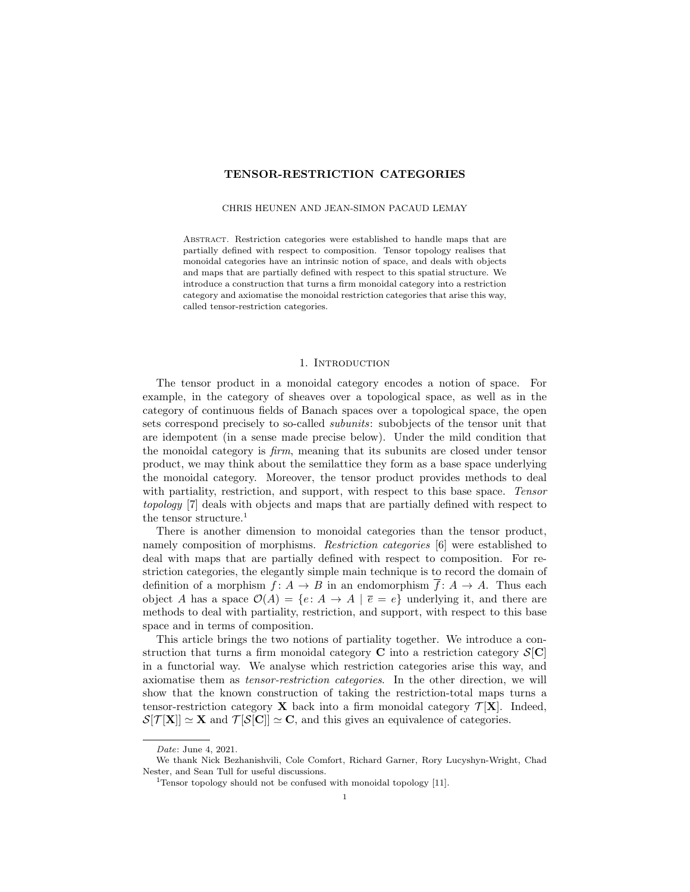# TENSOR-RESTRICTION CATEGORIES

CHRIS HEUNEN AND JEAN-SIMON PACAUD LEMAY

Abstract. Restriction categories were established to handle maps that are partially defined with respect to composition. Tensor topology realises that monoidal categories have an intrinsic notion of space, and deals with objects and maps that are partially defined with respect to this spatial structure. We introduce a construction that turns a firm monoidal category into a restriction category and axiomatise the monoidal restriction categories that arise this way, called tensor-restriction categories.

## 1. Introduction

The tensor product in a monoidal category encodes a notion of space. For example, in the category of sheaves over a topological space, as well as in the category of continuous fields of Banach spaces over a topological space, the open sets correspond precisely to so-called *subunits*: subobjects of the tensor unit that are idempotent (in a sense made precise below). Under the mild condition that the monoidal category is *firm*, meaning that its subunits are closed under tensor product, we may think about the semilattice they form as a base space underlying the monoidal category. Moreover, the tensor product provides methods to deal with partiality, restriction, and support, with respect to this base space. *Tensor topology* [7] deals with objects and maps that are partially defined with respect to the tensor structure.[1]

There is another dimension to monoidal categories than the tensor product, namely composition of morphisms. *Restriction categories* [6] were established to deal with maps that are partially defined with respect to composition. For restriction categories, the elegantly simple main technique is to record the domain of definition of a morphism $f\colon A \to B$ in an endomorphism $\overline{f}\colon A \to A$. Thus each object $A$ has a space $\mathcal{O}(A) = \{e\colon A \to A \mid \overline{e} = e\}$ underlying it, and there are methods to deal with partiality, restriction, and support, with respect to this base space and in terms of composition.

This article brings the two notions of partiality together. We introduce a construction that turns a firm monoidal category $\mathbf{C}$ into a restriction category $\mathcal{S}[\mathbf{C}]$ in a functorial way. We analyse which restriction categories arise this way, and axiomatise them as *tensor-restriction categories*. In the other direction, we will show that the known construction of taking the restriction-total maps turns a tensor-restriction category $\mathbf{X}$ back into a firm monoidal category $\mathcal{T}[\mathbf{X}]$. Indeed, $\mathcal{S}[\mathcal{T}[\mathbf{X}]] \simeq \mathbf{X}$ and $\mathcal{T}[\mathcal{S}[\mathbf{C}]] \simeq \mathbf{C}$, and this gives an equivalence of categories.

---

*Date*: June 4, 2021.

We thank Nick Bezhanishvili, Cole Comfort, Richard Garner, Rory Lucyshyn-Wright, Chad Nester, and Sean Tull for useful discussions.

[1] Tensor topology should not be confused with monoidal topology [11].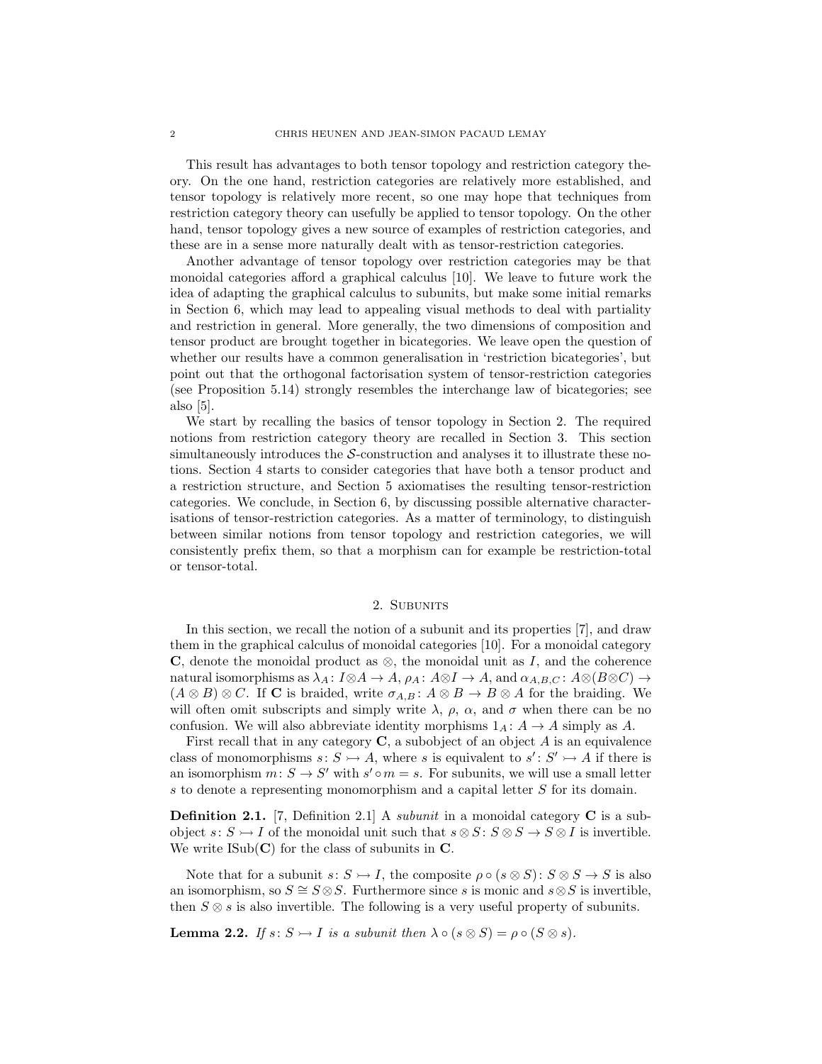This result has advantages to both tensor topology and restriction category theory. On the one hand, restriction categories are relatively more established, and tensor topology is relatively more recent, so one may hope that techniques from restriction category theory can usefully be applied to tensor topology. On the other hand, tensor topology gives a new source of examples of restriction categories, and these are in a sense more naturally dealt with as tensor-restriction categories.

Another advantage of tensor topology over restriction categories may be that monoidal categories afford a graphical calculus [10]. We leave to future work the idea of adapting the graphical calculus to subunits, but make some initial remarks in Section 6, which may lead to appealing visual methods to deal with partiality and restriction in general. More generally, the two dimensions of composition and tensor product are brought together in bicategories. We leave open the question of whether our results have a common generalisation in 'restriction bicategories', but point out that the orthogonal factorisation system of tensor-restriction categories (see Proposition 5.14) strongly resembles the interchange law of bicategories; see also [5].

We start by recalling the basics of tensor topology in Section 2. The required notions from restriction category theory are recalled in Section 3. This section simultaneously introduces the $\mathcal{S}$-construction and analyses it to illustrate these notions. Section 4 starts to consider categories that have both a tensor product and a restriction structure, and Section 5 axiomatises the resulting tensor-restriction categories. We conclude, in Section 6, by discussing possible alternative characterisations of tensor-restriction categories. As a matter of terminology, to distinguish between similar notions from tensor topology and restriction categories, we will consistently prefix them, so that a morphism can for example be restriction-total or tensor-total.

## 2. Subunits

In this section, we recall the notion of a subunit and its properties [7], and draw them in the graphical calculus of monoidal categories [10]. For a monoidal category $\mathbf{C}$, denote the monoidal product as $\otimes$, the monoidal unit as $I$, and the coherence natural isomorphisms as $\lambda_A \colon I \otimes A \to A$, $\rho_A \colon A \otimes I \to A$, and $\alpha_{A,B,C} \colon A \otimes (B \otimes C) \to (A \otimes B) \otimes C$. If $\mathbf{C}$ is braided, write $\sigma_{A,B} \colon A \otimes B \to B \otimes A$ for the braiding. We will often omit subscripts and simply write $\lambda$, $\rho$, $\alpha$, and $\sigma$ when there can be no confusion. We will also abbreviate identity morphisms $1_A \colon A \to A$ simply as $A$.

First recall that in any category $\mathbf{C}$, a subobject of an object $A$ is an equivalence class of monomorphisms $s \colon S \rightarrowtail A$, where $s$ is equivalent to $s' \colon S' \rightarrowtail A$ if there is an isomorphism $m \colon S \to S'$ with $s' \circ m = s$. For subunits, we will use a small letter $s$ to denote a representing monomorphism and a capital letter $S$ for its domain.

**Definition 2.1.** [7, Definition 2.1] A *subunit* in a monoidal category $\mathbf{C}$ is a subobject $s \colon S \rightarrowtail I$ of the monoidal unit such that $s \otimes S \colon S \otimes S \to S \otimes I$ is invertible. We write $\mathrm{ISub}(\mathbf{C})$ for the class of subunits in $\mathbf{C}$.

Note that for a subunit $s \colon S \rightarrowtail I$, the composite $\rho \circ (s \otimes S) \colon S \otimes S \to S$ is also an isomorphism, so $S \cong S \otimes S$. Furthermore since $s$ is monic and $s \otimes S$ is invertible, then $S \otimes s$ is also invertible. The following is a very useful property of subunits.

**Lemma 2.2.** *If $s \colon S \rightarrowtail I$ is a subunit then $\lambda \circ (s \otimes S) = \rho \circ (S \otimes s)$.*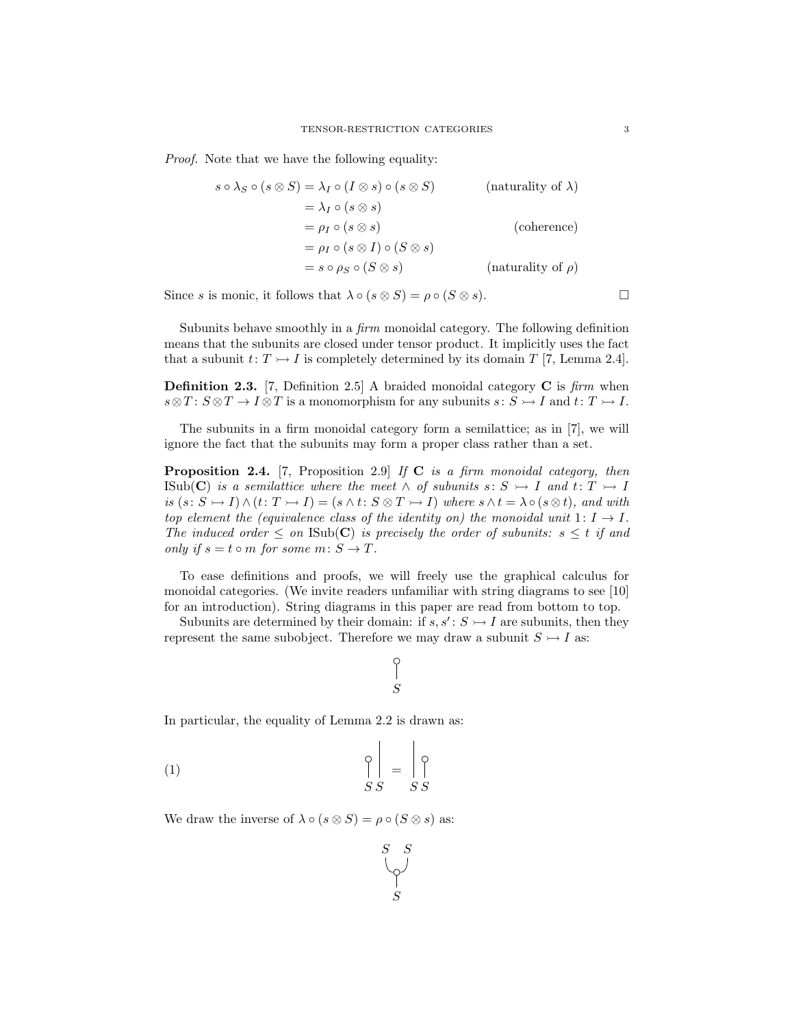*Proof.* Note that we have the following equality:

$$
\begin{aligned}
s \circ \lambda_S \circ (s \otimes S) &= \lambda_I \circ (I \otimes s) \circ (s \otimes S) && \text{(naturality of } \lambda\text{)} \\
&= \lambda_I \circ (s \otimes s) \\
&= \rho_I \circ (s \otimes s) && \text{(coherence)} \\
&= \rho_I \circ (s \otimes I) \circ (S \otimes s) \\
&= s \circ \rho_S \circ (S \otimes s) && \text{(naturality of } \rho\text{)}
\end{aligned}
$$

Since $s$ is monic, it follows that $\lambda \circ (s \otimes S) = \rho \circ (S \otimes s)$. □

Subunits behave smoothly in a *firm* monoidal category. The following definition means that the subunits are closed under tensor product. It implicitly uses the fact that a subunit $t \colon T \rightarrowtail I$ is completely determined by its domain $T$ [7, Lemma 2.4].

**Definition 2.3.** [7, Definition 2.5] A braided monoidal category $\mathbf{C}$ is *firm* when $s \otimes T \colon S \otimes T \to I \otimes T$ is a monomorphism for any subunits $s \colon S \rightarrowtail I$ and $t \colon T \rightarrowtail I$.

The subunits in a firm monoidal category form a semilattice; as in [7], we will ignore the fact that the subunits may form a proper class rather than a set.

**Proposition 2.4.** [7, Proposition 2.9] *If $\mathbf{C}$ is a firm monoidal category, then $\mathrm{ISub}(\mathbf{C})$ is a semilattice where the meet $\wedge$ of subunits $s \colon S \rightarrowtail I$ and $t \colon T \rightarrowtail I$ is $(s \colon S \rightarrowtail I) \wedge (t \colon T \rightarrowtail I) = (s \wedge t \colon S \otimes T \rightarrowtail I)$ where $s \wedge t = \lambda \circ (s \otimes t)$, and with top element (the equivalence class of the identity on) the monoidal unit $1 \colon I \to I$. The induced order $\leq$ on $\mathrm{ISub}(\mathbf{C})$ is precisely the order of subunits: $s \leq t$ if and only if $s = t \circ m$ for some $m \colon S \to T$.*

To ease definitions and proofs, we will freely use the graphical calculus for monoidal categories. (We invite readers unfamiliar with string diagrams to see [10] for an introduction). String diagrams in this paper are read from bottom to top.

Subunits are determined by their domain: if $s, s' \colon S \rightarrowtail I$ are subunits, then they represent the same subobject. Therefore we may draw a subunit $S \rightarrowtail I$ as:

$S$

In particular, the equality of Lemma 2.2 is drawn as:

(1) $S\ S \quad = \quad S\ S$

We draw the inverse of $\lambda \circ (s \otimes S) = \rho \circ (S \otimes s)$ as:

$S \quad S$

$S$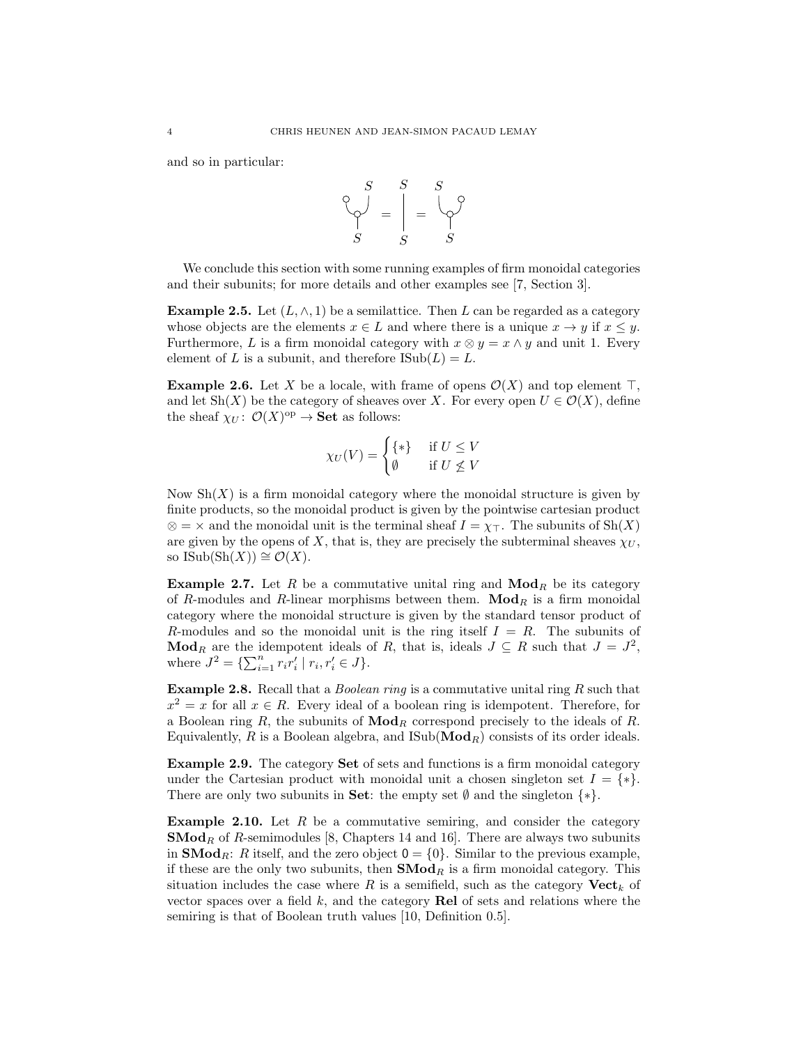and so in particular:

$$
\text{[string diagram]} \quad = \quad \Big|_{S}^{S} \quad = \quad \text{[string diagram]}
$$

We conclude this section with some running examples of firm monoidal categories and their subunits; for more details and other examples see [7, Section 3].

**Example 2.5.** Let $(L, \wedge, 1)$ be a semilattice. Then $L$ can be regarded as a category whose objects are the elements $x \in L$ and where there is a unique $x \to y$ if $x \leq y$. Furthermore, $L$ is a firm monoidal category with $x \otimes y = x \wedge y$ and unit 1. Every element of $L$ is a subunit, and therefore $\mathrm{ISub}(L) = L$.

**Example 2.6.** Let $X$ be a locale, with frame of opens $\mathcal{O}(X)$ and top element $\top$, and let $\mathrm{Sh}(X)$ be the category of sheaves over $X$. For every open $U \in \mathcal{O}(X)$, define the sheaf $\chi_U \colon \mathcal{O}(X)^{\mathrm{op}} \to \mathbf{Set}$ as follows:

$$
\chi_U(V) = \begin{cases} \{*\} & \text{if } U \leq V \\ \emptyset & \text{if } U \not\leq V \end{cases}
$$

Now $\mathrm{Sh}(X)$ is a firm monoidal category where the monoidal structure is given by finite products, so the monoidal product is given by the pointwise cartesian product $\otimes = \times$ and the monoidal unit is the terminal sheaf $I = \chi_\top$. The subunits of $\mathrm{Sh}(X)$ are given by the opens of $X$, that is, they are precisely the subterminal sheaves $\chi_U$, so $\mathrm{ISub}(\mathrm{Sh}(X)) \cong \mathcal{O}(X)$.

**Example 2.7.** Let $R$ be a commutative unital ring and $\mathbf{Mod}_R$ be its category of $R$-modules and $R$-linear morphisms between them. $\mathbf{Mod}_R$ is a firm monoidal category where the monoidal structure is given by the standard tensor product of $R$-modules and so the monoidal unit is the ring itself $I = R$. The subunits of $\mathbf{Mod}_R$ are the idempotent ideals of $R$, that is, ideals $J \subseteq R$ such that $J = J^2$, where $J^2 = \{\sum_{i=1}^n r_i r'_i \mid r_i, r'_i \in J\}$.

**Example 2.8.** Recall that a *Boolean ring* is a commutative unital ring $R$ such that $x^2 = x$ for all $x \in R$. Every ideal of a boolean ring is idempotent. Therefore, for a Boolean ring $R$, the subunits of $\mathbf{Mod}_R$ correspond precisely to the ideals of $R$. Equivalently, $R$ is a Boolean algebra, and $\mathrm{ISub}(\mathbf{Mod}_R)$ consists of its order ideals.

**Example 2.9.** The category $\mathbf{Set}$ of sets and functions is a firm monoidal category under the Cartesian product with monoidal unit a chosen singleton set $I = \{*\}$. There are only two subunits in $\mathbf{Set}$: the empty set $\emptyset$ and the singleton $\{*\}$.

**Example 2.10.** Let $R$ be a commutative semiring, and consider the category $\mathbf{SMod}_R$ of $R$-semimodules [8, Chapters 14 and 16]. There are always two subunits in $\mathbf{SMod}_R$: $R$ itself, and the zero object $\mathsf{0} = \{0\}$. Similar to the previous example, if these are the only two subunits, then $\mathbf{SMod}_R$ is a firm monoidal category. This situation includes the case where $R$ is a semifield, such as the category $\mathbf{Vect}_k$ of vector spaces over a field $k$, and the category $\mathbf{Rel}$ of sets and relations where the semiring is that of Boolean truth values [10, Definition 0.5].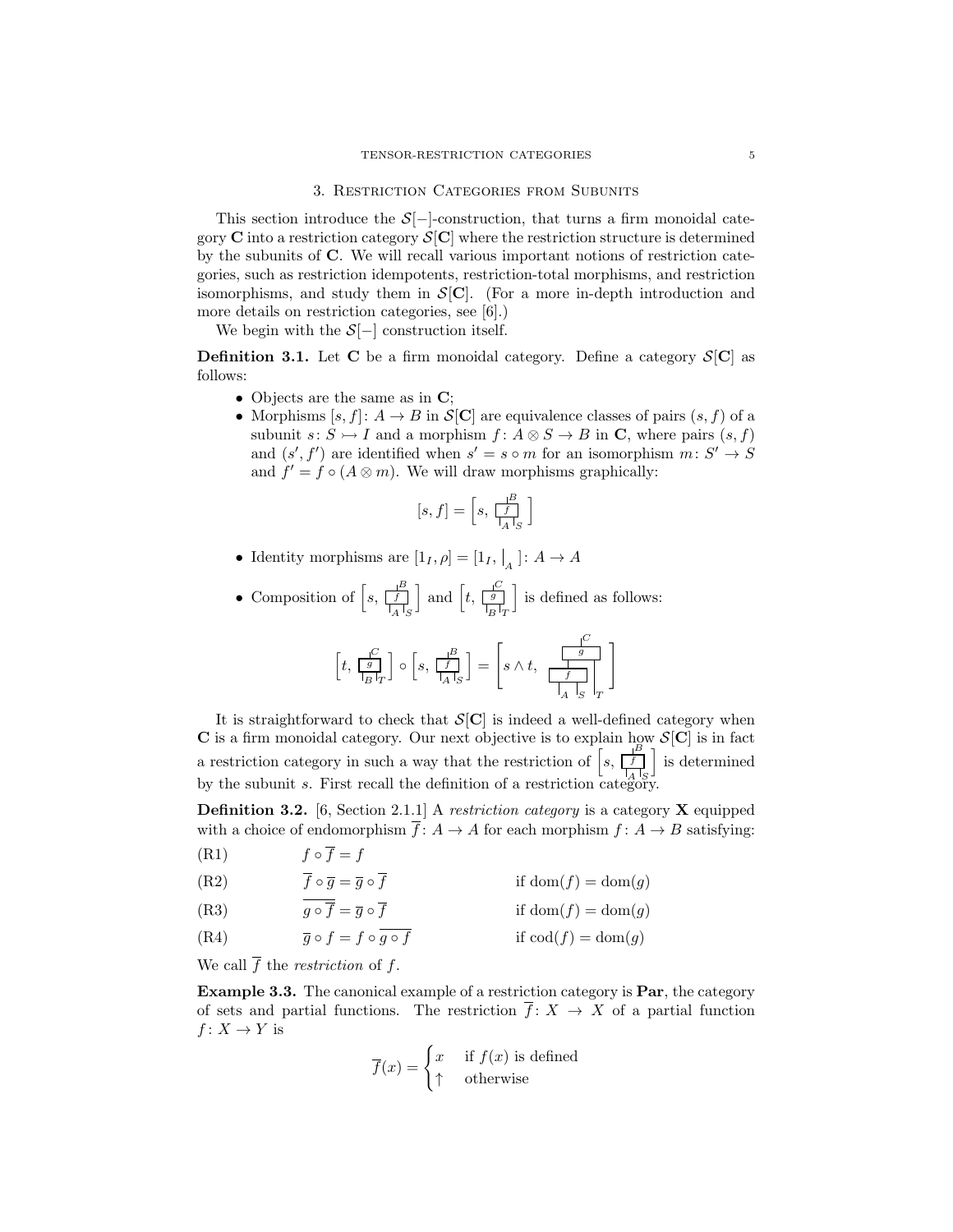## 3. Restriction Categories from Subunits

This section introduce the $\mathcal{S}[-]$-construction, that turns a firm monoidal category $\mathbf{C}$ into a restriction category $\mathcal{S}[\mathbf{C}]$ where the restriction structure is determined by the subunits of $\mathbf{C}$. We will recall various important notions of restriction categories, such as restriction idempotents, restriction-total morphisms, and restriction isomorphisms, and study them in $\mathcal{S}[\mathbf{C}]$. (For a more in-depth introduction and more details on restriction categories, see [6].)

We begin with the $\mathcal{S}[-]$ construction itself.

**Definition 3.1.** Let $\mathbf{C}$ be a firm monoidal category. Define a category $\mathcal{S}[\mathbf{C}]$ as follows:

- Objects are the same as in $\mathbf{C}$;
- Morphisms $[s, f]\colon A \to B$ in $\mathcal{S}[\mathbf{C}]$ are equivalence classes of pairs $(s, f)$ of a subunit $s\colon S \rightarrowtail I$ and a morphism $f\colon A \otimes S \to B$ in $\mathbf{C}$, where pairs $(s, f)$ and $(s', f')$ are identified when $s' = s \circ m$ for an isomorphism $m\colon S' \to S$ and $f' = f \circ (A \otimes m)$. We will draw morphisms graphically:
$$[s, f] = \left[s,\ \text{(diagram: box } f \text{ with inputs } A, S \text{ and output } B)\right]$$
- Identity morphisms are $[1_I, \rho] = [1_I, |_A]\colon A \to A$
- Composition of $\left[s,\ f\colon A, S \to B\right]$ and $\left[t,\ g\colon B, T \to C\right]$ is defined as follows:
$$\left[t,\ g\colon B,T \to C\right] \circ \left[s,\ f\colon A,S \to B\right] = \left[s \wedge t,\ \text{(diagram: } f \text{ on wires } A, S \text{ feeding into } g \text{ together with wire } T \text{, output } C)\right]$$

It is straightforward to check that $\mathcal{S}[\mathbf{C}]$ is indeed a well-defined category when $\mathbf{C}$ is a firm monoidal category. Our next objective is to explain how $\mathcal{S}[\mathbf{C}]$ is in fact a restriction category in such a way that the restriction of $\left[s,\ f\colon A,S \to B\right]$ is determined by the subunit $s$. First recall the definition of a restriction category.

**Definition 3.2.** [6, Section 2.1.1] A *restriction category* is a category $\mathbf{X}$ equipped with a choice of endomorphism $\overline{f}\colon A \to A$ for each morphism $f\colon A \to B$ satisfying:

(R1) $\quad f \circ \overline{f} = f$

(R2) $\quad \overline{f} \circ \overline{g} = \overline{g} \circ \overline{f} \qquad$ if $\mathrm{dom}(f) = \mathrm{dom}(g)$

(R3) $\quad \overline{g \circ \overline{f}} = \overline{g} \circ \overline{f} \qquad$ if $\mathrm{dom}(f) = \mathrm{dom}(g)$

(R4) $\quad \overline{g} \circ f = f \circ \overline{g \circ f} \qquad$ if $\mathrm{cod}(f) = \mathrm{dom}(g)$

We call $\overline{f}$ the *restriction* of $f$.

**Example 3.3.** The canonical example of a restriction category is **Par**, the category of sets and partial functions. The restriction $\overline{f}\colon X \to X$ of a partial function $f\colon X \to Y$ is

$$\overline{f}(x) = \begin{cases} x & \text{if } f(x) \text{ is defined} \\ \uparrow & \text{otherwise} \end{cases}$$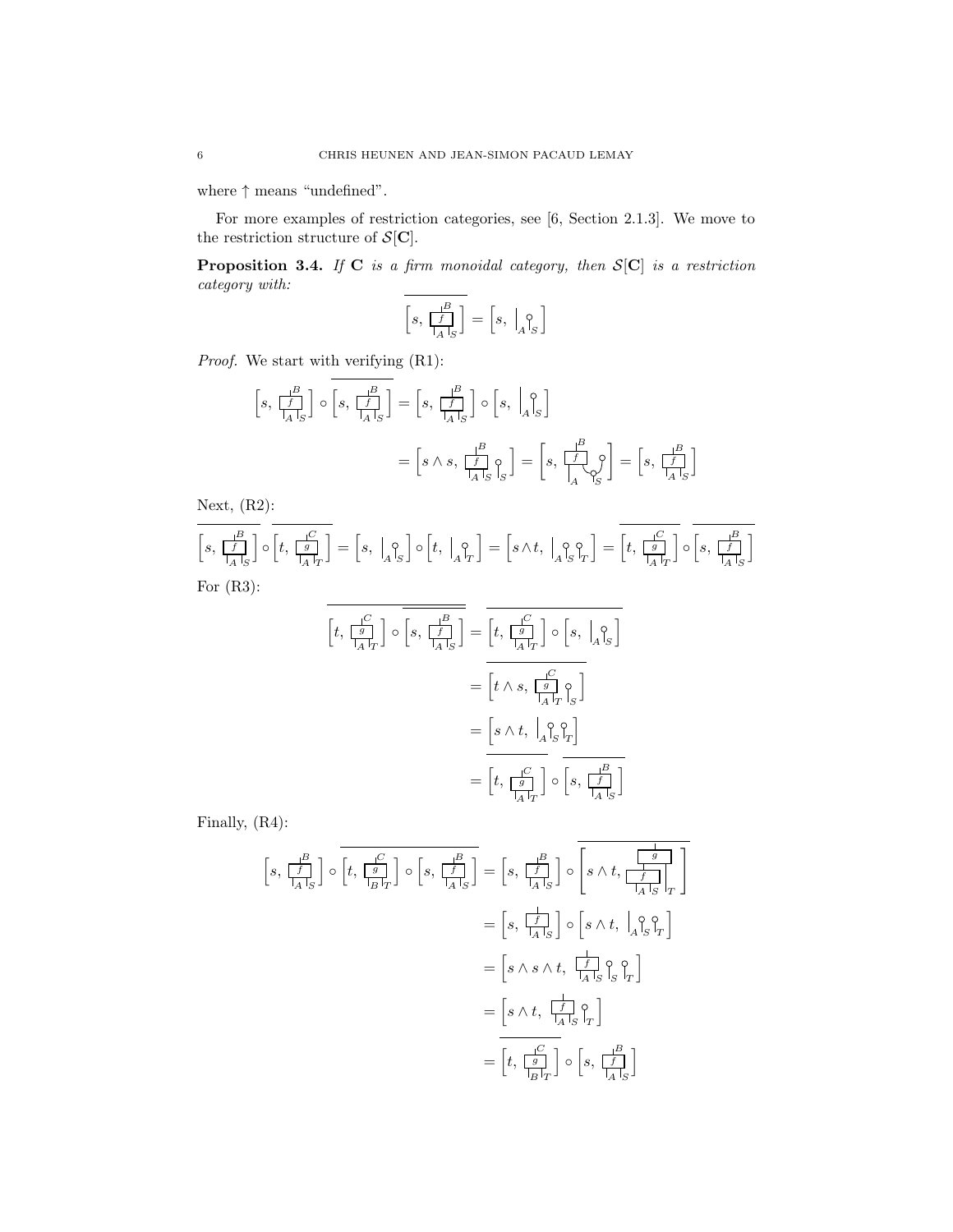where ↑ means "undefined".

For more examples of restriction categories, see [6, Section 2.1.3]. We move to the restriction structure of $\mathcal{S}[\mathbf{C}]$.

**Proposition 3.4.** *If* $\mathbf{C}$ *is a firm monoidal category, then* $\mathcal{S}[\mathbf{C}]$ *is a restriction category with:*

$$\overline{\left[s,\ f_{A,S}^{B}\right]} = \left[s,\ 1_A \otimes \epsilon_S\right]$$

*Proof.* We start with verifying (R1):

$$\left[s,\ f\right] \circ \overline{\left[s,\ f\right]} = \left[s,\ f\right] \circ \left[s,\ 1_A \otimes \epsilon_S\right]$$

$$= \left[s \wedge s,\ f \otimes \epsilon_S\right] = \left[s,\ (f \otimes \epsilon_S) \circ (1_A \otimes \Delta_S)\right] = \left[s,\ f\right]$$

Next, (R2):

$$\overline{\left[s,\ f\right]} \circ \overline{\left[t,\ g\right]} = \left[s,\ 1_A \otimes \epsilon_S\right] \circ \left[t,\ 1_A \otimes \epsilon_T\right] = \left[s \wedge t,\ 1_A \otimes \epsilon_S \otimes \epsilon_T\right] = \overline{\left[t,\ g\right]} \circ \overline{\left[s,\ f\right]}$$

For (R3):

$$\overline{\left[t,\ g\right] \circ \overline{\left[s,\ f\right]}} = \overline{\left[t,\ g\right] \circ \left[s,\ 1_A \otimes \epsilon_S\right]}$$

$$= \overline{\left[t \wedge s,\ g \otimes \epsilon_S\right]}$$

$$= \left[s \wedge t,\ 1_A \otimes \epsilon_S \otimes \epsilon_T\right]$$

$$= \overline{\left[t,\ g\right]} \circ \overline{\left[s,\ f\right]}$$

Finally, (R4):

$$\left[s,\ f\right] \circ \overline{\left[t,\ g_{B,T}^{C}\right] \circ \left[s,\ f\right]} = \left[s,\ f\right] \circ \overline{\left[s \wedge t,\ g \circ (f \otimes 1_T)\right]}$$

$$= \left[s,\ f\right] \circ \left[s \wedge t,\ 1_A \otimes \epsilon_S \otimes \epsilon_T\right]$$

$$= \left[s \wedge s \wedge t,\ f \otimes \epsilon_S \otimes \epsilon_T\right]$$

$$= \left[s \wedge t,\ f \otimes \epsilon_T\right]$$

$$= \overline{\left[t,\ g_{B,T}^{C}\right]} \circ \left[s,\ f\right]$$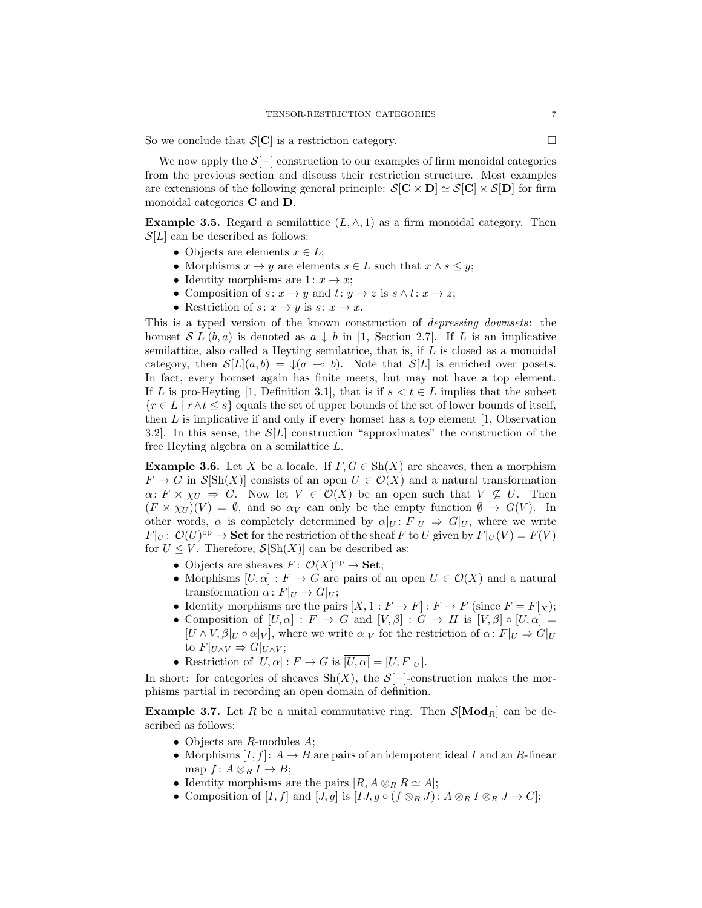So we conclude that $\mathcal{S}[\mathbf{C}]$ is a restriction category. $\square$

We now apply the $\mathcal{S}[-]$ construction to our examples of firm monoidal categories from the previous section and discuss their restriction structure. Most examples are extensions of the following general principle: $\mathcal{S}[\mathbf{C} \times \mathbf{D}] \simeq \mathcal{S}[\mathbf{C}] \times \mathcal{S}[\mathbf{D}]$ for firm monoidal categories $\mathbf{C}$ and $\mathbf{D}$.

**Example 3.5.** Regard a semilattice $(L, \wedge, 1)$ as a firm monoidal category. Then $\mathcal{S}[L]$ can be described as follows:

- Objects are elements $x \in L$;
- Morphisms $x \to y$ are elements $s \in L$ such that $x \wedge s \leq y$;
- Identity morphisms are $1 \colon x \to x$;
- Composition of $s \colon x \to y$ and $t \colon y \to z$ is $s \wedge t \colon x \to z$;
- Restriction of $s \colon x \to y$ is $s \colon x \to x$.

This is a typed version of the known construction of *depressing downsets*: the homset $\mathcal{S}[L](b, a)$ is denoted as $a \downarrow b$ in [1, Section 2.7]. If $L$ is an implicative semilattice, also called a Heyting semilattice, that is, if $L$ is closed as a monoidal category, then $\mathcal{S}[L](a, b) = {\downarrow}(a \multimap b)$. Note that $\mathcal{S}[L]$ is enriched over posets. In fact, every homset again has finite meets, but may not have a top element. If $L$ is pro-Heyting [1, Definition 3.1], that is if $s < t \in L$ implies that the subset $\{r \in L \mid r \wedge t \leq s\}$ equals the set of upper bounds of the set of lower bounds of itself, then $L$ is implicative if and only if every homset has a top element [1, Observation 3.2]. In this sense, the $\mathcal{S}[L]$ construction "approximates" the construction of the free Heyting algebra on a semilattice $L$.

**Example 3.6.** Let $X$ be a locale. If $F, G \in \mathrm{Sh}(X)$ are sheaves, then a morphism $F \to G$ in $\mathcal{S}[\mathrm{Sh}(X)]$ consists of an open $U \in \mathcal{O}(X)$ and a natural transformation $\alpha \colon F \times \chi_U \Rightarrow G$. Now let $V \in \mathcal{O}(X)$ be an open such that $V \not\subseteq U$. Then $(F \times \chi_U)(V) = \emptyset$, and so $\alpha_V$ can only be the empty function $\emptyset \to G(V)$. In other words, $\alpha$ is completely determined by $\alpha|_U \colon F|_U \Rightarrow G|_U$, where we write $F|_U \colon \mathcal{O}(U)^{\mathrm{op}} \to \mathbf{Set}$ for the restriction of the sheaf $F$ to $U$ given by $F|_U(V) = F(V)$ for $U \leq V$. Therefore, $\mathcal{S}[\mathrm{Sh}(X)]$ can be described as:

- Objects are sheaves $F \colon \mathcal{O}(X)^{\mathrm{op}} \to \mathbf{Set}$;
- Morphisms $[U, \alpha] : F \to G$ are pairs of an open $U \in \mathcal{O}(X)$ and a natural transformation $\alpha \colon F|_U \to G|_U$;
- Identity morphisms are the pairs $[X, 1 : F \to F] : F \to F$ (since $F = F|_X$);
- Composition of $[U, \alpha] : F \to G$ and $[V, \beta] : G \to H$ is $[V, \beta] \circ [U, \alpha] = [U \wedge V, \beta|_U \circ \alpha|_V]$, where we write $\alpha|_V$ for the restriction of $\alpha \colon F|_U \Rightarrow G|_U$ to $F|_{U \wedge V} \Rightarrow G|_{U \wedge V}$;
- Restriction of $[U, \alpha] : F \to G$ is $\overline{[U, \alpha]} = [U, F|_U]$.

In short: for categories of sheaves $\mathrm{Sh}(X)$, the $\mathcal{S}[-]$-construction makes the morphisms partial in recording an open domain of definition.

**Example 3.7.** Let $R$ be a unital commutative ring. Then $\mathcal{S}[\mathbf{Mod}_R]$ can be described as follows:

- Objects are $R$-modules $A$;
- Morphisms $[I, f] \colon A \to B$ are pairs of an idempotent ideal $I$ and an $R$-linear map $f \colon A \otimes_R I \to B$;
- Identity morphisms are the pairs $[R, A \otimes_R R \simeq A]$;
- Composition of $[I, f]$ and $[J, g]$ is $[IJ, g \circ (f \otimes_R J) \colon A \otimes_R I \otimes_R J \to C]$;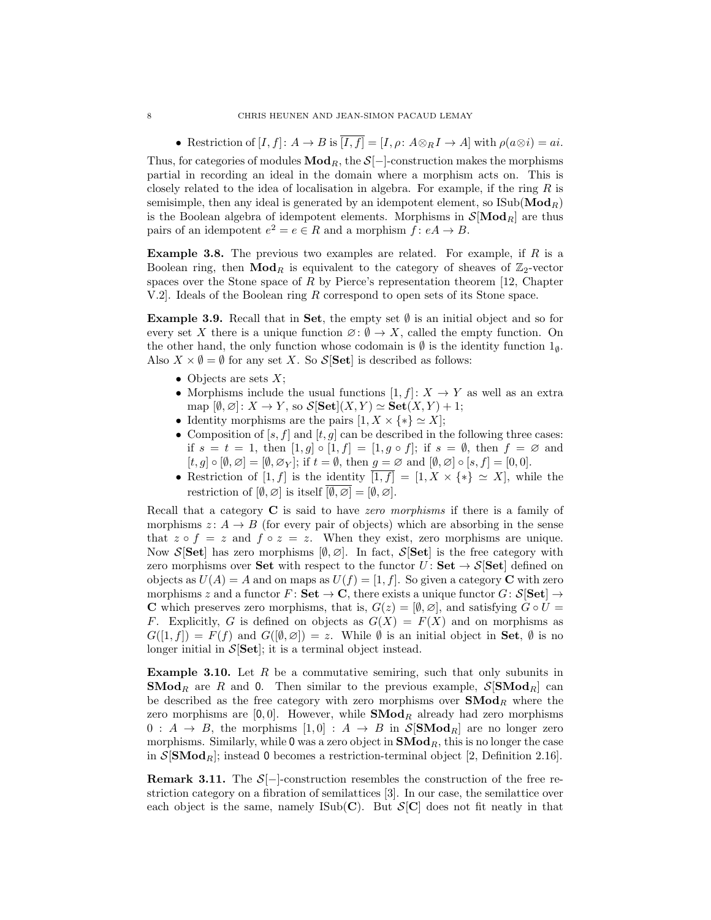- Restriction of $[I, f]: A \to B$ is $\overline{[I, f]} = [I, \rho: A \otimes_R I \to A]$ with $\rho(a \otimes i) = ai$.

Thus, for categories of modules $\mathbf{Mod}_R$, the $\mathcal{S}[-]$-construction makes the morphisms partial in recording an ideal in the domain where a morphism acts on. This is closely related to the idea of localisation in algebra. For example, if the ring $R$ is semisimple, then any ideal is generated by an idempotent element, so $\mathrm{ISub}(\mathbf{Mod}_R)$ is the Boolean algebra of idempotent elements. Morphisms in $\mathcal{S}[\mathbf{Mod}_R]$ are thus pairs of an idempotent $e^2 = e \in R$ and a morphism $f: eA \to B$.

**Example 3.8.** The previous two examples are related. For example, if $R$ is a Boolean ring, then $\mathbf{Mod}_R$ is equivalent to the category of sheaves of $\mathbb{Z}_2$-vector spaces over the Stone space of $R$ by Pierce's representation theorem [12, Chapter V.2]. Ideals of the Boolean ring $R$ correspond to open sets of its Stone space.

**Example 3.9.** Recall that in **Set**, the empty set $\emptyset$ is an initial object and so for every set $X$ there is a unique function $\varnothing: \emptyset \to X$, called the empty function. On the other hand, the only function whose codomain is $\emptyset$ is the identity function $1_\emptyset$. Also $X \times \emptyset = \emptyset$ for any set $X$. So $\mathcal{S}[\mathbf{Set}]$ is described as follows:

- Objects are sets $X$;
- Morphisms include the usual functions $[1, f]: X \to Y$ as well as an extra map $[\emptyset, \varnothing]: X \to Y$, so $\mathcal{S}[\mathbf{Set}](X, Y) \simeq \mathbf{Set}(X, Y) + 1$;
- Identity morphisms are the pairs $[1, X \times \{*\} \simeq X]$;
- Composition of $[s, f]$ and $[t, g]$ can be described in the following three cases: if $s = t = 1$, then $[1, g] \circ [1, f] = [1, g \circ f]$; if $s = \emptyset$, then $f = \varnothing$ and $[t, g] \circ [\emptyset, \varnothing] = [\emptyset, \varnothing_Y]$; if $t = \emptyset$, then $g = \varnothing$ and $[\emptyset, \varnothing] \circ [s, f] = [0, 0]$.
- Restriction of $[1, f]$ is the identity $\overline{[1, f]} = [1, X \times \{*\} \simeq X]$, while the restriction of $[\emptyset, \varnothing]$ is itself $\overline{[\emptyset, \varnothing]} = [\emptyset, \varnothing]$.

Recall that a category $\mathbf{C}$ is said to have *zero morphisms* if there is a family of morphisms $z: A \to B$ (for every pair of objects) which are absorbing in the sense that $z \circ f = z$ and $f \circ z = z$. When they exist, zero morphisms are unique. Now $\mathcal{S}[\mathbf{Set}]$ has zero morphisms $[\emptyset, \varnothing]$. In fact, $\mathcal{S}[\mathbf{Set}]$ is the free category with zero morphisms over **Set** with respect to the functor $U: \mathbf{Set} \to \mathcal{S}[\mathbf{Set}]$ defined on objects as $U(A) = A$ and on maps as $U(f) = [1, f]$. So given a category $\mathbf{C}$ with zero morphisms $z$ and a functor $F: \mathbf{Set} \to \mathbf{C}$, there exists a unique functor $G: \mathcal{S}[\mathbf{Set}] \to \mathbf{C}$ which preserves zero morphisms, that is, $G(z) = [\emptyset, \varnothing]$, and satisfying $G \circ U = F$. Explicitly, $G$ is defined on objects as $G(X) = F(X)$ and on morphisms as $G([1, f]) = F(f)$ and $G([\emptyset, \varnothing]) = z$. While $\emptyset$ is an initial object in **Set**, $\emptyset$ is no longer initial in $\mathcal{S}[\mathbf{Set}]$; it is a terminal object instead.

**Example 3.10.** Let $R$ be a commutative semiring, such that only subunits in $\mathbf{SMod}_R$ are $R$ and $\mathsf{0}$. Then similar to the previous example, $\mathcal{S}[\mathbf{SMod}_R]$ can be described as the free category with zero morphisms over $\mathbf{SMod}_R$ where the zero morphisms are $[\mathsf{0}, 0]$. However, while $\mathbf{SMod}_R$ already had zero morphisms $0 : A \to B$, the morphisms $[1, 0] : A \to B$ in $\mathcal{S}[\mathbf{SMod}_R]$ are no longer zero morphisms. Similarly, while $\mathsf{0}$ was a zero object in $\mathbf{SMod}_R$, this is no longer the case in $\mathcal{S}[\mathbf{SMod}_R]$; instead $\mathsf{0}$ becomes a restriction-terminal object [2, Definition 2.16].

**Remark 3.11.** The $\mathcal{S}[-]$-construction resembles the construction of the free restriction category on a fibration of semilattices [3]. In our case, the semilattice over each object is the same, namely $\mathrm{ISub}(\mathbf{C})$. But $\mathcal{S}[\mathbf{C}]$ does not fit neatly in that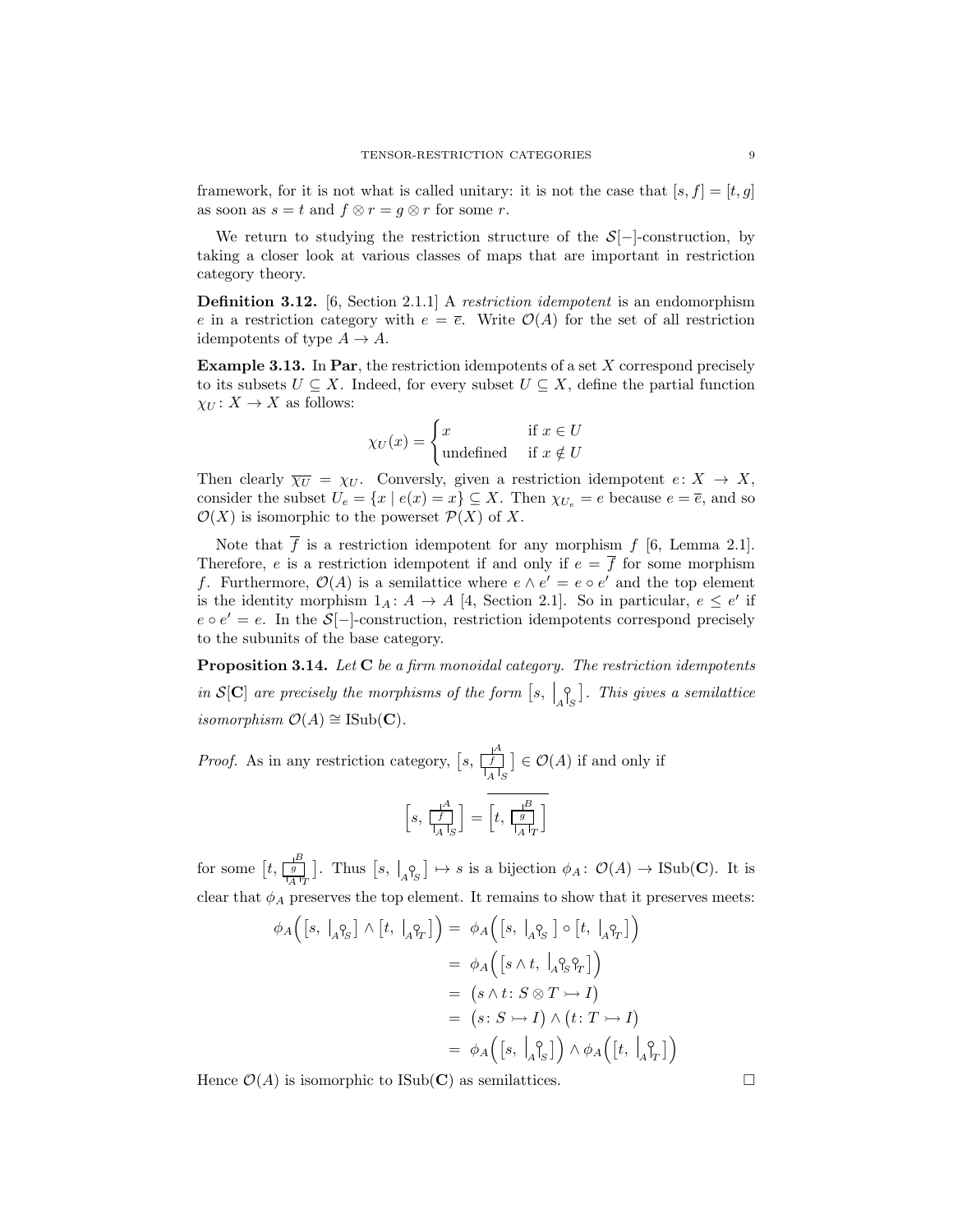framework, for it is not what is called unitary: it is not the case that $[s, f] = [t, g]$ as soon as $s = t$ and $f \otimes r = g \otimes r$ for some $r$.

We return to studying the restriction structure of the $\mathcal{S}[-]$-construction, by taking a closer look at various classes of maps that are important in restriction category theory.

**Definition 3.12.** [6, Section 2.1.1] A *restriction idempotent* is an endomorphism $e$ in a restriction category with $e = \overline{e}$. Write $\mathcal{O}(A)$ for the set of all restriction idempotents of type $A \to A$.

**Example 3.13.** In **Par**, the restriction idempotents of a set $X$ correspond precisely to its subsets $U \subseteq X$. Indeed, for every subset $U \subseteq X$, define the partial function $\chi_U : X \to X$ as follows:

$$\chi_U(x) = \begin{cases} x & \text{if } x \in U \\ \text{undefined} & \text{if } x \notin U \end{cases}$$

Then clearly $\overline{\chi_U} = \chi_U$. Conversely, given a restriction idempotent $e : X \to X$, consider the subset $U_e = \{x \mid e(x) = x\} \subseteq X$. Then $\chi_{U_e} = e$ because $e = \overline{e}$, and so $\mathcal{O}(X)$ is isomorphic to the powerset $\mathcal{P}(X)$ of $X$.

Note that $\overline{f}$ is a restriction idempotent for any morphism $f$ [6, Lemma 2.1]. Therefore, $e$ is a restriction idempotent if and only if $e = \overline{f}$ for some morphism $f$. Furthermore, $\mathcal{O}(A)$ is a semilattice where $e \wedge e' = e \circ e'$ and the top element is the identity morphism $1_A : A \to A$ [4, Section 2.1]. So in particular, $e \leq e'$ if $e \circ e' = e$. In the $\mathcal{S}[-]$-construction, restriction idempotents correspond precisely to the subunits of the base category.

**Proposition 3.14.** *Let* $\mathbf{C}$ *be a firm monoidal category. The restriction idempotents in* $\mathcal{S}[\mathbf{C}]$ *are precisely the morphisms of the form* $\big[s, \ |_A \circ_S \big]$*. This gives a semilattice isomorphism* $\mathcal{O}(A) \cong \mathrm{ISub}(\mathbf{C})$*.*

*Proof.* As in any restriction category, $\big[s, \ \boxed{f}^{A}_{A\,S} \big] \in \mathcal{O}(A)$ if and only if

$$\Big[s, \ \boxed{f}^{A}_{A\,S}\Big] = \overline{\Big[t, \ \boxed{g}^{B}_{A\,T}\Big]}$$

for some $\big[t, \ \boxed{g}^{B}_{A\,T} \big]$. Thus $\big[s, \ |_A \circ_S \big] \mapsto s$ is a bijection $\phi_A : \mathcal{O}(A) \to \mathrm{ISub}(\mathbf{C})$. It is clear that $\phi_A$ preserves the top element. It remains to show that it preserves meets:

$$\begin{aligned}
\phi_A\Big(\big[s, \ |_A \circ_S\big] \wedge \big[t, \ |_A \circ_T\big]\Big) &= \phi_A\Big(\big[s, \ |_A \circ_S\big] \circ \big[t, \ |_A \circ_T\big]\Big) \\
&= \phi_A\Big(\big[s \wedge t, \ |_A \circ_S \circ_T\big]\Big) \\
&= \big(s \wedge t : S \otimes T \rightarrowtail I\big) \\
&= \big(s : S \rightarrowtail I\big) \wedge \big(t : T \rightarrowtail I\big) \\
&= \phi_A\Big(\big[s, \ |_A \circ_S\big]\Big) \wedge \phi_A\Big(\big[t, \ |_A \circ_T\big]\Big)
\end{aligned}$$

Hence $\mathcal{O}(A)$ is isomorphic to $\mathrm{ISub}(\mathbf{C})$ as semilattices. $\square$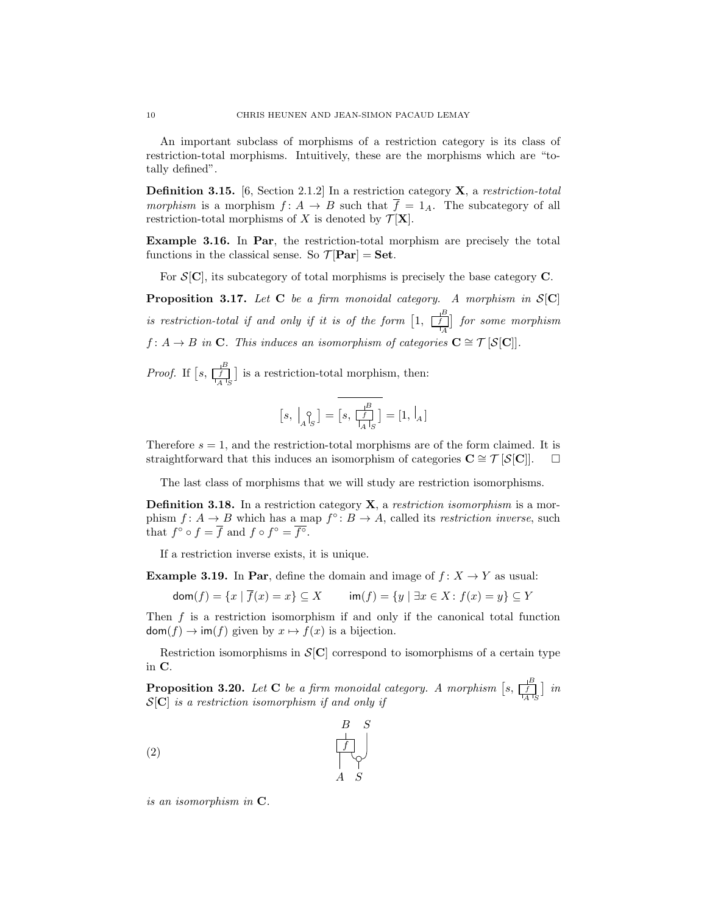An important subclass of morphisms of a restriction category is its class of restriction-total morphisms. Intuitively, these are the morphisms which are "totally defined".

**Definition 3.15.** [6, Section 2.1.2] In a restriction category $\mathbf{X}$, a *restriction-total morphism* is a morphism $f\colon A \to B$ such that $\overline{f} = 1_A$. The subcategory of all restriction-total morphisms of $X$ is denoted by $\mathcal{T}[\mathbf{X}]$.

**Example 3.16.** In $\mathbf{Par}$, the restriction-total morphism are precisely the total functions in the classical sense. So $\mathcal{T}[\mathbf{Par}] = \mathbf{Set}$.

For $\mathcal{S}[\mathbf{C}]$, its subcategory of total morphisms is precisely the base category $\mathbf{C}$.

**Proposition 3.17.** *Let $\mathbf{C}$ be a firm monoidal category. A morphism in $\mathcal{S}[\mathbf{C}]$ is restriction-total if and only if it is of the form $\big[1,\ f\big]$ for some morphism $f\colon A \to B$ in $\mathbf{C}$. This induces an isomorphism of categories $\mathbf{C} \cong \mathcal{T}\left[\mathcal{S}[\mathbf{C}]\right]$.*

*Proof.* If $\big[s,\ f\big]$ is a restriction-total morphism, then:

$$\big[s,\ \overline{f}\big] = \overline{\big[s,\ f\big]} = [1,\ 1_A]$$

Therefore $s = 1$, and the restriction-total morphisms are of the form claimed. It is straightforward that this induces an isomorphism of categories $\mathbf{C} \cong \mathcal{T}\left[\mathcal{S}[\mathbf{C}]\right]$. $\square$

The last class of morphisms that we will study are restriction isomorphisms.

**Definition 3.18.** In a restriction category $\mathbf{X}$, a *restriction isomorphism* is a morphism $f\colon A \to B$ which has a map $f^\circ\colon B \to A$, called its *restriction inverse*, such that $f^\circ \circ f = \overline{f}$ and $f \circ f^\circ = \overline{f^\circ}$.

If a restriction inverse exists, it is unique.

**Example 3.19.** In $\mathbf{Par}$, define the domain and image of $f\colon X \to Y$ as usual:

$$\mathsf{dom}(f) = \{x \mid \overline{f}(x) = x\} \subseteq X \qquad \mathsf{im}(f) = \{y \mid \exists x \in X\colon f(x) = y\} \subseteq Y$$

Then $f$ is a restriction isomorphism if and only if the canonical total function $\mathsf{dom}(f) \to \mathsf{im}(f)$ given by $x \mapsto f(x)$ is a bijection.

Restriction isomorphisms in $\mathcal{S}[\mathbf{C}]$ correspond to isomorphisms of a certain type in $\mathbf{C}$.

**Proposition 3.20.** *Let $\mathbf{C}$ be a firm monoidal category. A morphism $\big[s,\ f\big]$ in $\mathcal{S}[\mathbf{C}]$ is a restriction isomorphism if and only if*

$$(2) \qquad \text{(string diagram: } f\colon A\otimes S \to B \text{ with the } S \text{ input copied, giving } A\otimes S \to B\otimes S)$$

*is an isomorphism in $\mathbf{C}$.*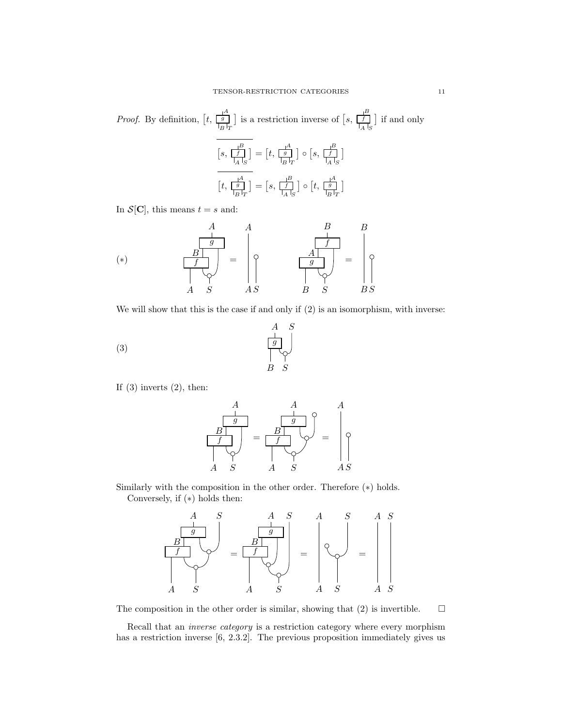*Proof.* By definition, $[t, g]$ is a restriction inverse of $[s, f]$ if and only

$$\overline{[s, f]} = [t, g] \circ [s, f]$$

$$\overline{[t, g]} = [s, f] \circ [t, g]$$

In $\mathcal{S}[\mathbf{C}]$, this means $t = s$ and:

(∗)

We will show that this is the case if and only if (2) is an isomorphism, with inverse:

(3)

If (3) inverts (2), then:

Similarly with the composition in the other order. Therefore (∗) holds.

Conversely, if (∗) holds then:

The composition in the other order is similar, showing that (2) is invertible. □

Recall that an *inverse category* is a restriction category where every morphism has a restriction inverse [6, 2.3.2]. The previous proposition immediately gives us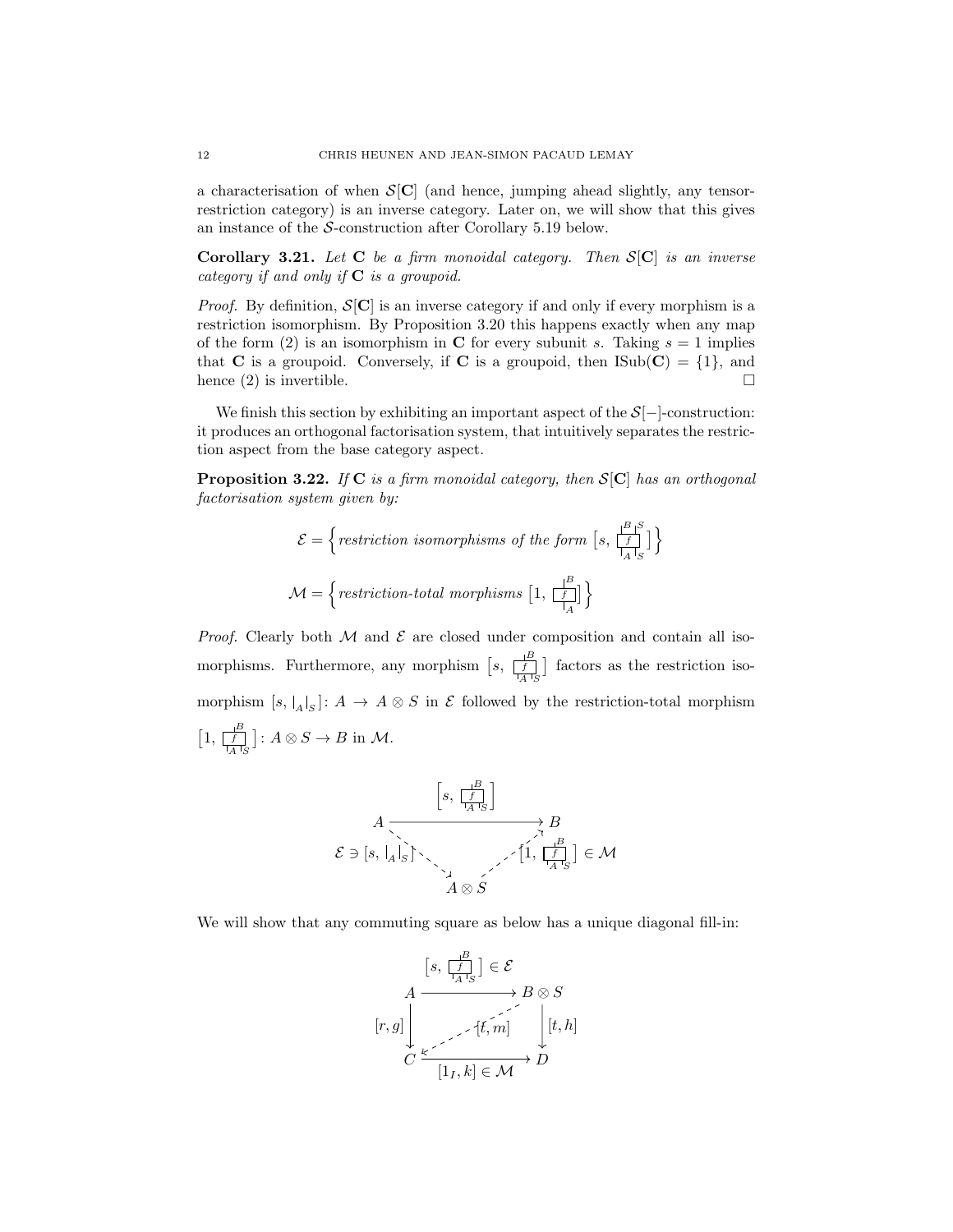a characterisation of when $\mathcal{S}[\mathbf{C}]$ (and hence, jumping ahead slightly, any tensor-restriction category) is an inverse category. Later on, we will show that this gives an instance of the $\mathcal{S}$-construction after Corollary 5.19 below.

**Corollary 3.21.** *Let $\mathbf{C}$ be a firm monoidal category. Then $\mathcal{S}[\mathbf{C}]$ is an inverse category if and only if $\mathbf{C}$ is a groupoid.*

*Proof.* By definition, $\mathcal{S}[\mathbf{C}]$ is an inverse category if and only if every morphism is a restriction isomorphism. By Proposition 3.20 this happens exactly when any map of the form (2) is an isomorphism in $\mathbf{C}$ for every subunit $s$. Taking $s = 1$ implies that $\mathbf{C}$ is a groupoid. Conversely, if $\mathbf{C}$ is a groupoid, then $\mathrm{ISub}(\mathbf{C}) = \{1\}$, and hence (2) is invertible. □

We finish this section by exhibiting an important aspect of the $\mathcal{S}[-]$-construction: it produces an orthogonal factorisation system, that intuitively separates the restriction aspect from the base category aspect.

**Proposition 3.22.** *If $\mathbf{C}$ is a firm monoidal category, then $\mathcal{S}[\mathbf{C}]$ has an orthogonal factorisation system given by:*

$$\mathcal{E} = \Big\{ \textit{restriction isomorphisms of the form } \big[s,\ f : A \otimes S \to B \otimes S\big] \Big\}$$

$$\mathcal{M} = \Big\{ \textit{restriction-total morphisms } \big[1,\ f : A \to B\big] \Big\}$$

*Proof.* Clearly both $\mathcal{M}$ and $\mathcal{E}$ are closed under composition and contain all isomorphisms. Furthermore, any morphism $\big[s,\ f : A \otimes S \to B\big]$ factors as the restriction isomorphism $[s,\ |_A|_S] \colon A \to A \otimes S$ in $\mathcal{E}$ followed by the restriction-total morphism $\big[1,\ f : A \otimes S \to B\big] \colon A \otimes S \to B$ in $\mathcal{M}$.

$$\begin{array}{ccc} A & \xrightarrow{\ [s,\ f : A\otimes S \to B]\ } & B \\ & \mathcal{E} \ni [s,\ |_A|_S] \searrow \qquad \nearrow [1,\ f : A \otimes S \to B] \in \mathcal{M} & \\ & A \otimes S & \end{array}$$

We will show that any commuting square as below has a unique diagonal fill-in:

$$\begin{array}{ccc} A & \xrightarrow{\ [s,\ f : A \otimes S \to B]\ \in\ \mathcal{E}\ } & B \otimes S \\ {\scriptstyle [r,g]}\downarrow & \swarrow {\scriptstyle [t,m]} & \downarrow{\scriptstyle [t,h]} \\ C & \xrightarrow[\ [1_I, k]\ \in\ \mathcal{M}\ ]{} & D \end{array}$$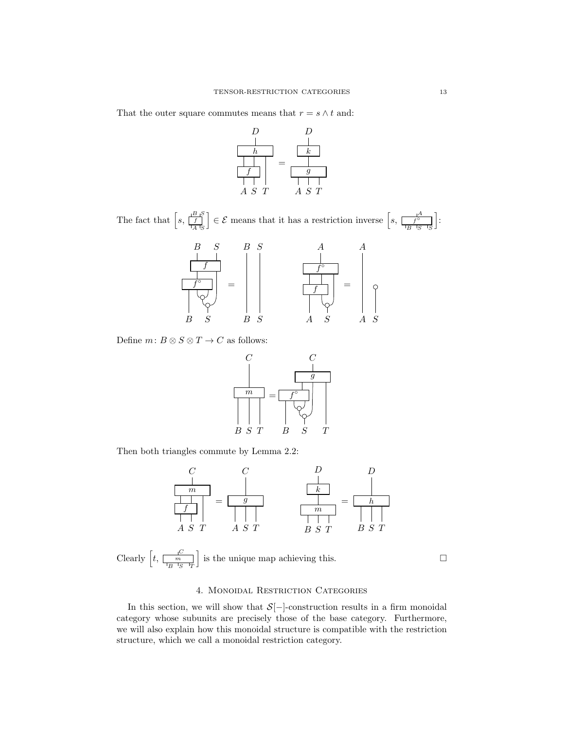That the outer square commutes means that $r = s \wedge t$ and:

The fact that $\left[s, \, f\right] \in \mathcal{E}$ means that it has a restriction inverse $\left[s, \, f^\circ\right]$:

Define $m \colon B \otimes S \otimes T \to C$ as follows:

Then both triangles commute by Lemma 2.2:

Clearly $\left[t, \, m\right]$ is the unique map achieving this. $\square$

## 4. Monoidal Restriction Categories

In this section, we will show that $\mathcal{S}[-]$-construction results in a firm monoidal category whose subunits are precisely those of the base category. Furthermore, we will also explain how this monoidal structure is compatible with the restriction structure, which we call a monoidal restriction category.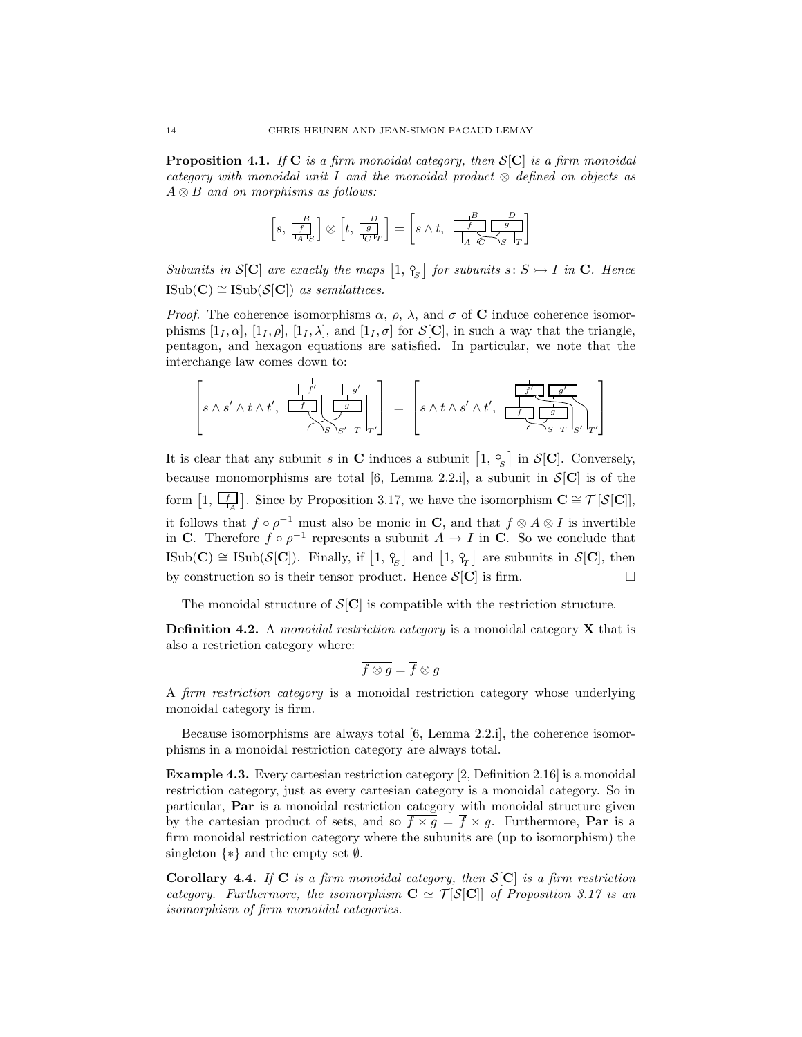**Proposition 4.1.** *If* $\mathbf{C}$ *is a firm monoidal category, then* $\mathcal{S}[\mathbf{C}]$ *is a firm monoidal category with monoidal unit* $I$ *and the monoidal product* $\otimes$ *defined on objects as* $A \otimes B$ *and on morphisms as follows:*

$$\left[s,\ f\right] \otimes \left[t,\ g\right] = \left[s \wedge t,\ (f \otimes g)\circ(A \otimes \sigma \otimes T)\right]$$

*Subunits in* $\mathcal{S}[\mathbf{C}]$ *are exactly the maps* $\left[1,\ s\right]$ *for subunits* $s\colon S \rightarrowtail I$ *in* $\mathbf{C}$*. Hence* $\mathrm{ISub}(\mathbf{C}) \cong \mathrm{ISub}(\mathcal{S}[\mathbf{C}])$ *as semilattices.*

*Proof.* The coherence isomorphisms $\alpha$, $\rho$, $\lambda$, and $\sigma$ of $\mathbf{C}$ induce coherence isomorphisms $[1_I, \alpha]$, $[1_I, \rho]$, $[1_I, \lambda]$, and $[1_I, \sigma]$ for $\mathcal{S}[\mathbf{C}]$, in such a way that the triangle, pentagon, and hexagon equations are satisfied. In particular, we note that the interchange law comes down to:

$$\left[s \wedge s' \wedge t \wedge t',\ \ldots\right] = \left[s \wedge t \wedge s' \wedge t',\ \ldots\right]$$

It is clear that any subunit $s$ in $\mathbf{C}$ induces a subunit $\left[1,\ s\right]$ in $\mathcal{S}[\mathbf{C}]$. Conversely, because monomorphisms are total [6, Lemma 2.2.i], a subunit in $\mathcal{S}[\mathbf{C}]$ is of the form $\left[1,\ f\right]$. Since by Proposition 3.17, we have the isomorphism $\mathbf{C} \cong \mathcal{T}\left[\mathcal{S}[\mathbf{C}]\right]$, it follows that $f \circ \rho^{-1}$ must also be monic in $\mathbf{C}$, and that $f \otimes A \otimes I$ is invertible in $\mathbf{C}$. Therefore $f \circ \rho^{-1}$ represents a subunit $A \to I$ in $\mathbf{C}$. So we conclude that $\mathrm{ISub}(\mathbf{C}) \cong \mathrm{ISub}(\mathcal{S}[\mathbf{C}])$. Finally, if $\left[1,\ s\right]$ and $\left[1,\ t\right]$ are subunits in $\mathcal{S}[\mathbf{C}]$, then by construction so is their tensor product. Hence $\mathcal{S}[\mathbf{C}]$ is firm. $\square$

The monoidal structure of $\mathcal{S}[\mathbf{C}]$ is compatible with the restriction structure.

**Definition 4.2.** A *monoidal restriction category* is a monoidal category $\mathbf{X}$ that is also a restriction category where:

$$\overline{f \otimes g} = \overline{f} \otimes \overline{g}$$

A *firm restriction category* is a monoidal restriction category whose underlying monoidal category is firm.

Because isomorphisms are always total [6, Lemma 2.2.i], the coherence isomorphisms in a monoidal restriction category are always total.

**Example 4.3.** Every cartesian restriction category [2, Definition 2.16] is a monoidal restriction category, just as every cartesian category is a monoidal category. So in particular, $\mathbf{Par}$ is a monoidal restriction category with monoidal structure given by the cartesian product of sets, and so $\overline{f \times g} = \overline{f} \times \overline{g}$. Furthermore, $\mathbf{Par}$ is a firm monoidal restriction category where the subunits are (up to isomorphism) the singleton $\{*\}$ and the empty set $\emptyset$.

**Corollary 4.4.** *If* $\mathbf{C}$ *is a firm monoidal category, then* $\mathcal{S}[\mathbf{C}]$ *is a firm restriction category. Furthermore, the isomorphism* $\mathbf{C} \simeq \mathcal{T}[\mathcal{S}[\mathbf{C}]]$ *of Proposition 3.17 is an isomorphism of firm monoidal categories.*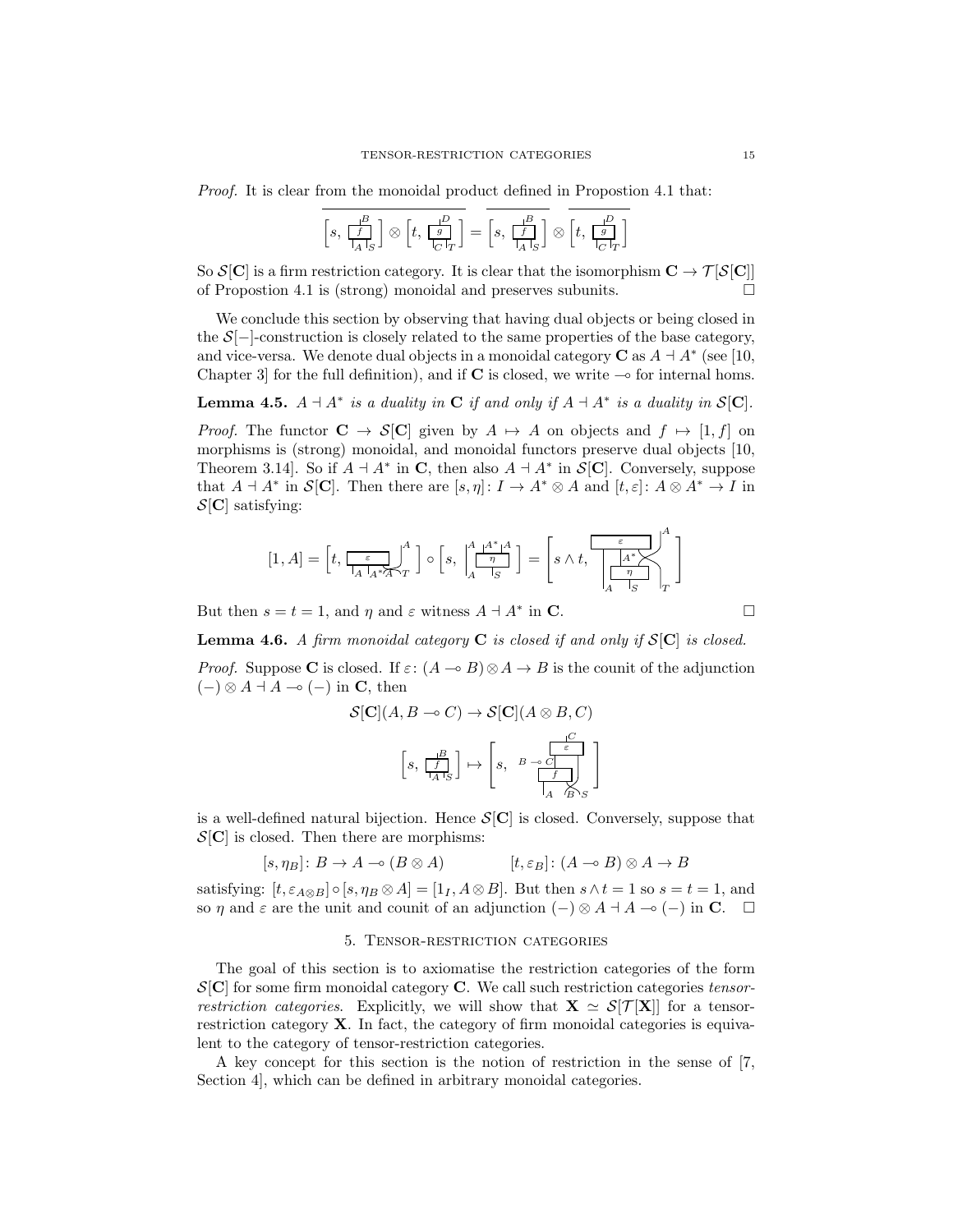*Proof.* It is clear from the monoidal product defined in Propostion 4.1 that:

$$\overline{\left[s,\ f_{A,S}^{B}\right] \otimes \left[t,\ g_{C,T}^{D}\right]} = \overline{\left[s,\ f_{A,S}^{B}\right]} \otimes \overline{\left[t,\ g_{C,T}^{D}\right]}$$

So $\mathcal{S}[\mathbf{C}]$ is a firm restriction category. It is clear that the isomorphism $\mathbf{C} \to \mathcal{T}[\mathcal{S}[\mathbf{C}]]$ of Propostion 4.1 is (strong) monoidal and preserves subunits. $\square$

We conclude this section by observing that having dual objects or being closed in the $\mathcal{S}[-]$-construction is closely related to the same properties of the base category, and vice-versa. We denote dual objects in a monoidal category $\mathbf{C}$ as $A \dashv A^*$ (see [10, Chapter 3] for the full definition), and if $\mathbf{C}$ is closed, we write $\multimap$ for internal homs.

**Lemma 4.5.** *$A \dashv A^*$ is a duality in $\mathbf{C}$ if and only if $A \dashv A^*$ is a duality in $\mathcal{S}[\mathbf{C}]$.*

*Proof.* The functor $\mathbf{C} \to \mathcal{S}[\mathbf{C}]$ given by $A \mapsto A$ on objects and $f \mapsto [1, f]$ on morphisms is (strong) monoidal, and monoidal functors preserve dual objects [10, Theorem 3.14]. So if $A \dashv A^*$ in $\mathbf{C}$, then also $A \dashv A^*$ in $\mathcal{S}[\mathbf{C}]$. Conversely, suppose that $A \dashv A^*$ in $\mathcal{S}[\mathbf{C}]$. Then there are $[s, \eta]\colon I \to A^* \otimes A$ and $[t, \varepsilon]\colon A \otimes A^* \to I$ in $\mathcal{S}[\mathbf{C}]$ satisfying:

$$[1, A] = \left[t,\ \varepsilon_{A, A^*, A, T}\right] \circ \left[s,\ \eta_{S}^{A, A^*, A}\right] = \left[s \wedge t,\ (\varepsilon \circ \eta)_{A, S, T}^{A}\right]$$

But then $s = t = 1$, and $\eta$ and $\varepsilon$ witness $A \dashv A^*$ in $\mathbf{C}$. $\square$

**Lemma 4.6.** *A firm monoidal category $\mathbf{C}$ is closed if and only if $\mathcal{S}[\mathbf{C}]$ is closed.*

*Proof.* Suppose $\mathbf{C}$ is closed. If $\varepsilon\colon (A \multimap B) \otimes A \to B$ is the counit of the adjunction $(-) \otimes A \dashv A \multimap (-)$ in $\mathbf{C}$, then

$$\mathcal{S}[\mathbf{C}](A, B \multimap C) \to \mathcal{S}[\mathbf{C}](A \otimes B, C)$$

$$\left[s,\ f_{A,S}^{B}\right] \mapsto \left[s,\ (\varepsilon \circ f)_{A, B, S}^{C}\right]$$

is a well-defined natural bijection. Hence $\mathcal{S}[\mathbf{C}]$ is closed. Conversely, suppose that $\mathcal{S}[\mathbf{C}]$ is closed. Then there are morphisms:

$$[s, \eta_B]\colon B \to A \multimap (B \otimes A) \qquad\qquad [t, \varepsilon_B]\colon (A \multimap B) \otimes A \to B$$

satisfying: $[t, \varepsilon_{A \otimes B}] \circ [s, \eta_B \otimes A] = [1_I, A \otimes B]$. But then $s \wedge t = 1$ so $s = t = 1$, and so $\eta$ and $\varepsilon$ are the unit and counit of an adjunction $(-) \otimes A \dashv A \multimap (-)$ in $\mathbf{C}$. $\square$

## 5. Tensor-restriction categories

The goal of this section is to axiomatise the restriction categories of the form $\mathcal{S}[\mathbf{C}]$ for some firm monoidal category $\mathbf{C}$. We call such restriction categories *tensor-restriction categories*. Explicitly, we will show that $\mathbf{X} \simeq \mathcal{S}[\mathcal{T}[\mathbf{X}]]$ for a tensor-restriction category $\mathbf{X}$. In fact, the category of firm monoidal categories is equivalent to the category of tensor-restriction categories.

A key concept for this section is the notion of restriction in the sense of [7, Section 4], which can be defined in arbitrary monoidal categories.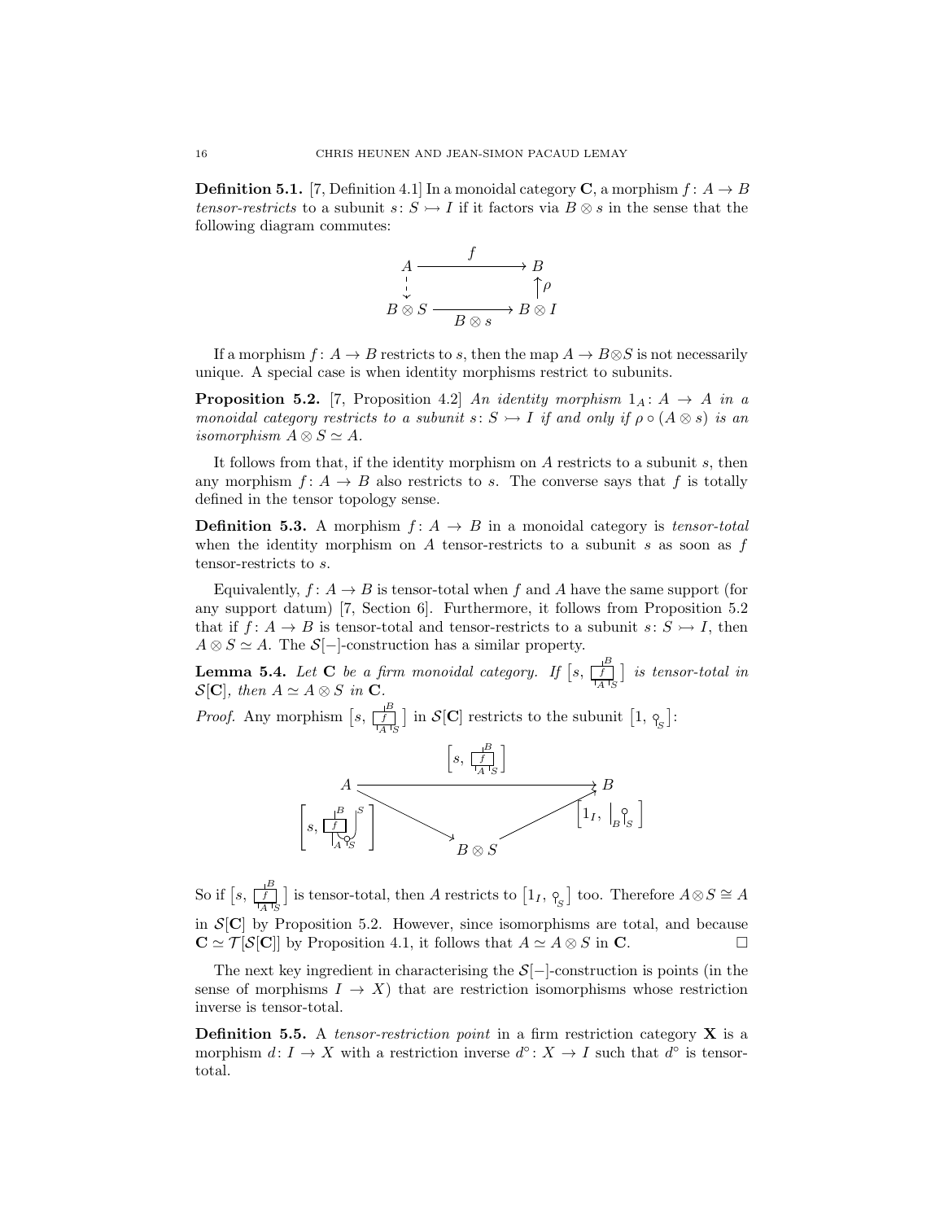**Definition 5.1.** [7, Definition 4.1] In a monoidal category $\mathbf{C}$, a morphism $f\colon A \to B$ *tensor-restricts* to a subunit $s\colon S \rightarrowtail I$ if it factors via $B \otimes s$ in the sense that the following diagram commutes:

$$\begin{array}{ccc} A & \xrightarrow{\quad f \quad} & B \\ \downarrow & & \uparrow \rho \\ B \otimes S & \xrightarrow[B \otimes s]{} & B \otimes I \end{array}$$

If a morphism $f\colon A \to B$ restricts to $s$, then the map $A \to B \otimes S$ is not necessarily unique. A special case is when identity morphisms restrict to subunits.

**Proposition 5.2.** [7, Proposition 4.2] *An identity morphism $1_A\colon A \to A$ in a monoidal category restricts to a subunit $s\colon S \rightarrowtail I$ if and only if $\rho \circ (A \otimes s)$ is an isomorphism $A \otimes S \simeq A$.*

It follows from that, if the identity morphism on $A$ restricts to a subunit $s$, then any morphism $f\colon A \to B$ also restricts to $s$. The converse says that $f$ is totally defined in the tensor topology sense.

**Definition 5.3.** A morphism $f\colon A \to B$ in a monoidal category is *tensor-total* when the identity morphism on $A$ tensor-restricts to a subunit $s$ as soon as $f$ tensor-restricts to $s$.

Equivalently, $f\colon A \to B$ is tensor-total when $f$ and $A$ have the same support (for any support datum) [7, Section 6]. Furthermore, it follows from Proposition 5.2 that if $f\colon A \to B$ is tensor-total and tensor-restricts to a subunit $s\colon S \rightarrowtail I$, then $A \otimes S \simeq A$. The $\mathcal{S}[-]$-construction has a similar property.

**Lemma 5.4.** *Let $\mathbf{C}$ be a firm monoidal category. If $[s, f]$ is tensor-total in $\mathcal{S}[\mathbf{C}]$, then $A \simeq A \otimes S$ in $\mathbf{C}$.*

*Proof.* Any morphism $[s, f]$ in $\mathcal{S}[\mathbf{C}]$ restricts to the subunit $[1, s]$:

$$\begin{array}{ccc} A & \xrightarrow{\quad [s,\, f] \quad} & B \\ & \searrow & \nearrow \\ & B \otimes S & \end{array}$$

with the left diagonal arrow labelled $[s, f \otimes S]$ (using a copy of $S$) and the right diagonal arrow labelled $[1_I, B \otimes s]$.

So if $[s, f]$ is tensor-total, then $A$ restricts to $[1_I, s]$ too. Therefore $A \otimes S \cong A$ in $\mathcal{S}[\mathbf{C}]$ by Proposition 5.2. However, since isomorphisms are total, and because $\mathbf{C} \simeq \mathcal{T}[\mathcal{S}[\mathbf{C}]]$ by Proposition 4.1, it follows that $A \simeq A \otimes S$ in $\mathbf{C}$. $\square$

The next key ingredient in characterising the $\mathcal{S}[-]$-construction is points (in the sense of morphisms $I \to X$) that are restriction isomorphisms whose restriction inverse is tensor-total.

**Definition 5.5.** A *tensor-restriction point* in a firm restriction category $\mathbf{X}$ is a morphism $d\colon I \to X$ with a restriction inverse $d^\circ\colon X \to I$ such that $d^\circ$ is tensor-total.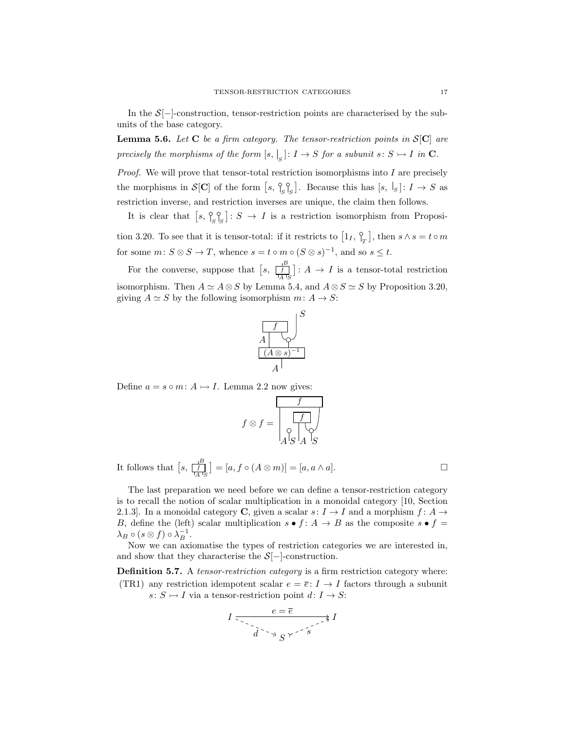In the $\mathcal{S}[-]$-construction, tensor-restriction points are characterised by the subunits of the base category.

**Lemma 5.6.** *Let* $\mathbf{C}$ *be a firm category. The tensor-restriction points in* $\mathcal{S}[\mathbf{C}]$ *are precisely the morphisms of the form* $[s, |_S]\colon I \to S$ *for a subunit* $s\colon S \rightarrowtail I$ *in* $\mathbf{C}$.

*Proof.* We will prove that tensor-total restriction isomorphisms into $I$ are precisely the morphisms in $\mathcal{S}[\mathbf{C}]$ of the form $[s, \,{}^{\circ}_{S}\,{}^{\circ}_{S}]$. Because this has $[s, |_S]\colon I \to S$ as restriction inverse, and restriction inverses are unique, the claim then follows.

It is clear that $[s, \,{}^{\circ}_{S}\,{}^{\circ}_{S}]\colon S \to I$ is a restriction isomorphism from Proposition 3.20. To see that it is tensor-total: if it restricts to $[1_I, \,{}^{\circ}_{T}]$, then $s \wedge s = t \circ m$ for some $m\colon S \otimes S \to T$, whence $s = t \circ m \circ (S \otimes s)^{-1}$, and so $s \leq t$.

For the converse, suppose that $[s, f]\colon A \to I$ (with $f\colon A \otimes S \to B$) is a tensor-total restriction isomorphism. Then $A \simeq A \otimes S$ by Lemma 5.4, and $A \otimes S \simeq S$ by Proposition 3.20, giving $A \simeq S$ by the following isomorphism $m\colon A \to S$:

[Diagram: $m$ is the composite of $(A \otimes s)^{-1}$ from $A$, followed by $f$ applied to the $A$ wire together with a branch of the $S$ wire (via a copy/merge node), leaving output wire $S$.]

Define $a = s \circ m\colon A \rightarrowtail I$. Lemma 2.2 now gives:

[Diagram: $f \otimes f =$ a string diagram with inputs $A, S, A, S$, where the inner $f$ is applied to $A$ and $S$ (via a node), and the outer $f$ takes the remaining wires.]

It follows that $[s, f] = [a, f \circ (A \otimes m)] = [a, a \wedge a]$. $\square$

The last preparation we need before we can define a tensor-restriction category is to recall the notion of scalar multiplication in a monoidal category [10, Section 2.1.3]. In a monoidal category $\mathbf{C}$, given a scalar $s\colon I \to I$ and a morphism $f\colon A \to B$, define the (left) scalar multiplication $s \bullet f\colon A \to B$ as the composite $s \bullet f = \lambda_B \circ (s \otimes f) \circ \lambda_B^{-1}$.

Now we can axiomatise the types of restriction categories we are interested in, and show that they characterise the $\mathcal{S}[-]$-construction.

**Definition 5.7.** A *tensor-restriction category* is a firm restriction category where:

(TR1) any restriction idempotent scalar $e = \overline{e}\colon I \to I$ factors through a subunit $s\colon S \rightarrowtail I$ via a tensor-restriction point $d\colon I \to S$:

$$I \xrightarrow{\;e = \overline{e}\;} I, \qquad e = s \circ d, \quad d\colon I \to S, \quad s\colon S \rightarrowtail I$$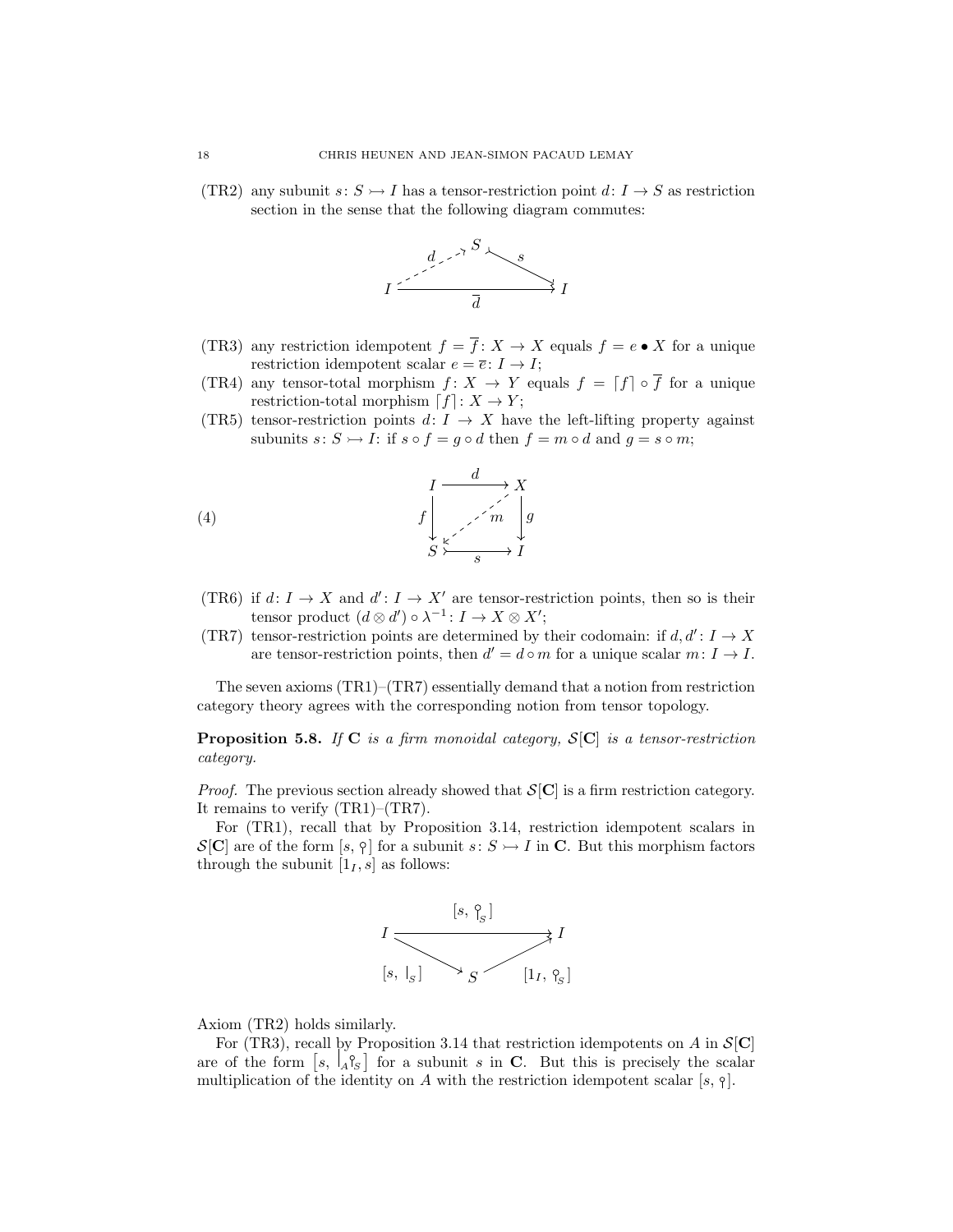(TR2) any subunit $s\colon S \rightarrowtail I$ has a tensor-restriction point $d\colon I \to S$ as restriction section in the sense that the following diagram commutes:

$$\begin{array}{ccccc} & & S & & \\ & \overset{d}{\nearrow} & & \overset{s}{\searrow} & \\ I & & \xrightarrow[\overline{d}]{} & & I \end{array}$$

(TR3) any restriction idempotent $f = \overline{f}\colon X \to X$ equals $f = e \bullet X$ for a unique restriction idempotent scalar $e = \overline{e}\colon I \to I$;

(TR4) any tensor-total morphism $f\colon X \to Y$ equals $f = \lceil f \rceil \circ \overline{f}$ for a unique restriction-total morphism $\lceil f \rceil\colon X \to Y$;

(TR5) tensor-restriction points $d\colon I \to X$ have the left-lifting property against subunits $s\colon S \rightarrowtail I$: if $s \circ f = g \circ d$ then $f = m \circ d$ and $g = s \circ m$;

$$\begin{array}{ccc} I & \xrightarrow{d} & X \\ {\scriptstyle f}\downarrow & \overset{m}{\swarrow} & \downarrow{\scriptstyle g} \\ S & \xrightarrow[s]{} & I \end{array} \tag{4}$$

(TR6) if $d\colon I \to X$ and $d'\colon I \to X'$ are tensor-restriction points, then so is their tensor product $(d \otimes d') \circ \lambda^{-1}\colon I \to X \otimes X'$;

(TR7) tensor-restriction points are determined by their codomain: if $d, d'\colon I \to X$ are tensor-restriction points, then $d' = d \circ m$ for a unique scalar $m\colon I \to I$.

The seven axioms (TR1)–(TR7) essentially demand that a notion from restriction category theory agrees with the corresponding notion from tensor topology.

**Proposition 5.8.** *If* $\mathbf{C}$ *is a firm monoidal category,* $\mathcal{S}[\mathbf{C}]$ *is a tensor-restriction category.*

*Proof.* The previous section already showed that $\mathcal{S}[\mathbf{C}]$ is a firm restriction category. It remains to verify (TR1)–(TR7).

For (TR1), recall that by Proposition 3.14, restriction idempotent scalars in $\mathcal{S}[\mathbf{C}]$ are of the form $[s, \,\circ]$ for a subunit $s\colon S \rightarrowtail I$ in $\mathbf{C}$. But this morphism factors through the subunit $[1_I, s]$ as follows:

$$\begin{array}{ccccc} & & [s,\, \circ_S] & & \\ I & & \longrightarrow & & I \\ & {\scriptstyle [s,\, |_S]}\searrow & & \nearrow{\scriptstyle [1_I,\, \circ_S]} & \\ & & S & & \end{array}$$

Axiom (TR2) holds similarly.

For (TR3), recall by Proposition 3.14 that restriction idempotents on $A$ in $\mathcal{S}[\mathbf{C}]$ are of the form $\left[s,\, |_A \circ_S\right]$ for a subunit $s$ in $\mathbf{C}$. But this is precisely the scalar multiplication of the identity on $A$ with the restriction idempotent scalar $[s, \,\circ]$.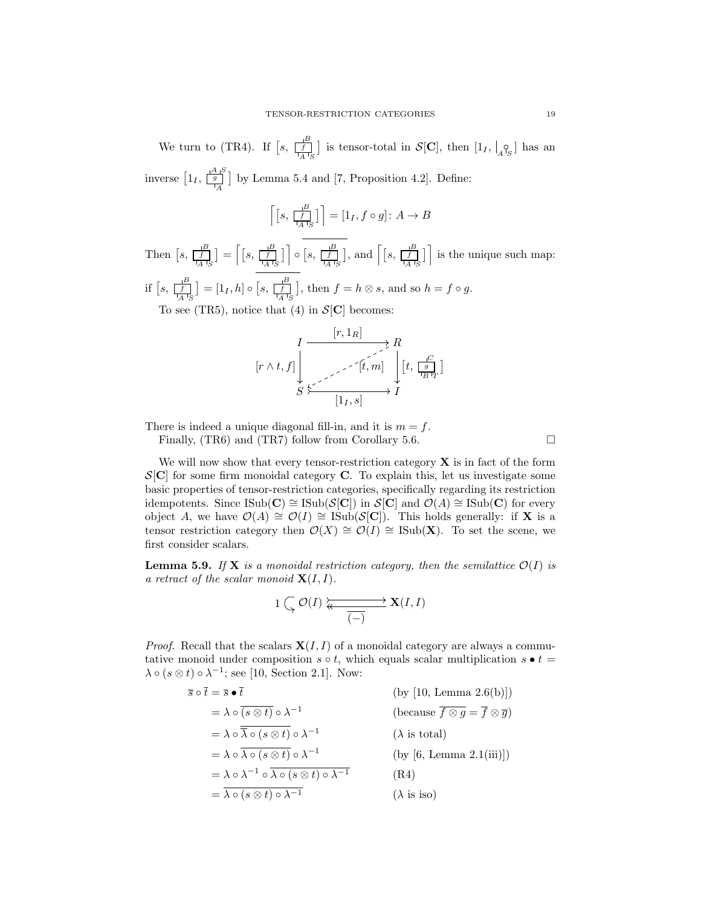We turn to (TR4). If $\left[s,\ \boxed{f}^{B}_{A\ S}\right]$ is tensor-total in $\mathcal{S}[\mathbf{C}]$, then $[1_I,\ |_{A} \circ_{S}]$ has an inverse $\left[1_I,\ \boxed{g}^{A\ S}_{A}\right]$ by Lemma 5.4 and [7, Proposition 4.2]. Define:

$$\left\lceil \left[s,\ \boxed{f}^{B}_{A\ S}\right] \right\rceil = [1_I, f \circ g] \colon A \to B$$

Then $\left[s,\ \boxed{f}^{B}_{A\ S}\right] = \left\lceil \left[s,\ \boxed{f}^{B}_{A\ S}\right] \right\rceil \circ \overline{\left[s,\ \boxed{f}^{B}_{A\ S}\right]}$, and $\left\lceil \left[s,\ \boxed{f}^{B}_{A\ S}\right] \right\rceil$ is the unique such map: if $\left[s,\ \boxed{f}^{B}_{A\ S}\right] = [1_I, h] \circ \overline{\left[s,\ \boxed{f}^{B}_{A\ S}\right]}$, then $f = h \otimes s$, and so $h = f \circ g$.

To see (TR5), notice that (4) in $\mathcal{S}[\mathbf{C}]$ becomes:

$$\begin{array}{ccc} I & \xrightarrow{\ [r, 1_R]\ } & R \\ {\scriptstyle [r \wedge t, f]}\downarrow & \overset{[t,m]}{\swarrow} & \downarrow{\scriptstyle \left[t,\ \boxed{g}^{C}_{B\ T}\right]} \\ S & \xrightarrow[\ [1_I, s]\ ]{} & I \end{array}$$

There is indeed a unique diagonal fill-in, and it is $m = f$.

Finally, (TR6) and (TR7) follow from Corollary 5.6. □

We will now show that every tensor-restriction category $\mathbf{X}$ is in fact of the form $\mathcal{S}[\mathbf{C}]$ for some firm monoidal category $\mathbf{C}$. To explain this, let us investigate some basic properties of tensor-restriction categories, specifically regarding its restriction idempotents. Since $\mathrm{ISub}(\mathbf{C}) \cong \mathrm{ISub}(\mathcal{S}[\mathbf{C}])$ in $\mathcal{S}[\mathbf{C}]$ and $\mathcal{O}(A) \cong \mathrm{ISub}(\mathbf{C})$ for every object $A$, we have $\mathcal{O}(A) \cong \mathcal{O}(I) \cong \mathrm{ISub}(\mathcal{S}[\mathbf{C}])$. This holds generally: if $\mathbf{X}$ is a tensor restriction category then $\mathcal{O}(X) \cong \mathcal{O}(I) \cong \mathrm{ISub}(\mathbf{X})$. To set the scene, we first consider scalars.

**Lemma 5.9.** *If $\mathbf{X}$ is a monoidal restriction category, then the semilattice $\mathcal{O}(I)$ is a retract of the scalar monoid $\mathbf{X}(I, I)$.*

$$1 \circlearrowright \mathcal{O}(I) \underset{\overline{(-)}}{\rightleftarrows} \mathbf{X}(I, I)$$

*Proof.* Recall that the scalars $\mathbf{X}(I, I)$ of a monoidal category are always a commutative monoid under composition $s \circ t$, which equals scalar multiplication $s \bullet t = \lambda \circ (s \otimes t) \circ \lambda^{-1}$; see [10, Section 2.1]. Now:

$$\begin{aligned}
\overline{s} \circ \overline{t} &= \overline{s} \bullet \overline{t} && \text{(by [10, Lemma 2.6(b)])} \\
&= \lambda \circ \overline{(s \otimes t)} \circ \lambda^{-1} && \text{(because } \overline{f \otimes g} = \overline{f} \otimes \overline{g}\text{)} \\
&= \lambda \circ \overline{\overline{\lambda} \circ (s \otimes t)} \circ \lambda^{-1} && (\lambda \text{ is total}) \\
&= \lambda \circ \overline{\lambda \circ (s \otimes t)} \circ \lambda^{-1} && \text{(by [6, Lemma 2.1(iii)])} \\
&= \lambda \circ \lambda^{-1} \circ \overline{\lambda \circ (s \otimes t) \circ \lambda^{-1}} && \text{(R4)} \\
&= \overline{\lambda \circ (s \otimes t) \circ \lambda^{-1}} && (\lambda \text{ is iso})
\end{aligned}$$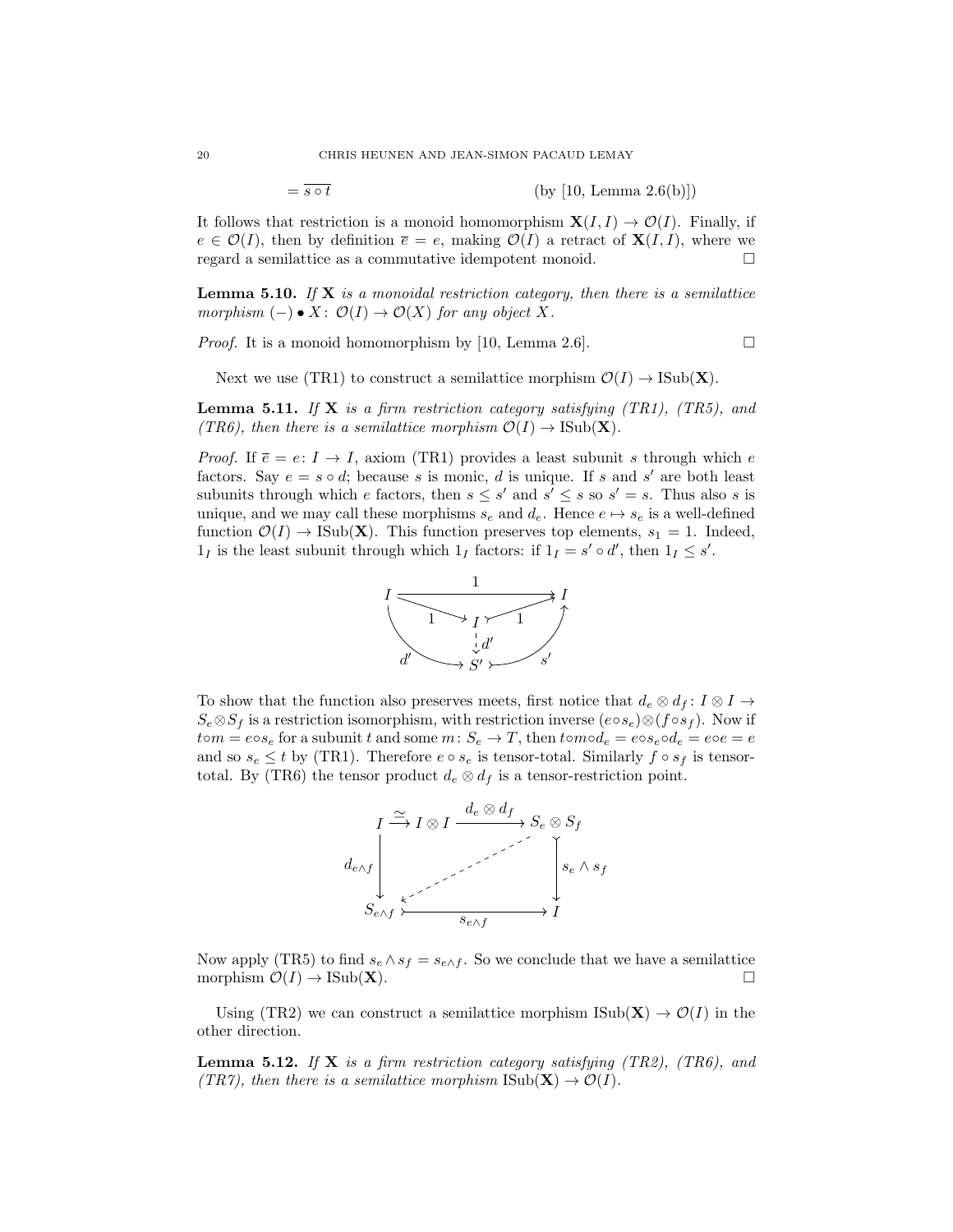$$= \overline{s \circ t} \qquad \text{(by [10, Lemma 2.6(b)])}$$

It follows that restriction is a monoid homomorphism $\mathbf{X}(I, I) \to \mathcal{O}(I)$. Finally, if $e \in \mathcal{O}(I)$, then by definition $\overline{e} = e$, making $\mathcal{O}(I)$ a retract of $\mathbf{X}(I, I)$, where we regard a semilattice as a commutative idempotent monoid. □

**Lemma 5.10.** *If* $\mathbf{X}$ *is a monoidal restriction category, then there is a semilattice morphism* $(-) \bullet X \colon \mathcal{O}(I) \to \mathcal{O}(X)$ *for any object* $X$.

*Proof.* It is a monoid homomorphism by [10, Lemma 2.6]. □

Next we use (TR1) to construct a semilattice morphism $\mathcal{O}(I) \to \mathrm{ISub}(\mathbf{X})$.

**Lemma 5.11.** *If* $\mathbf{X}$ *is a firm restriction category satisfying (TR1), (TR5), and (TR6), then there is a semilattice morphism* $\mathcal{O}(I) \to \mathrm{ISub}(\mathbf{X})$.

*Proof.* If $\overline{e} = e \colon I \to I$, axiom (TR1) provides a least subunit $s$ through which $e$ factors. Say $e = s \circ d$; because $s$ is monic, $d$ is unique. If $s$ and $s'$ are both least subunits through which $e$ factors, then $s \leq s'$ and $s' \leq s$ so $s' = s$. Thus also $s$ is unique, and we may call these morphisms $s_e$ and $d_e$. Hence $e \mapsto s_e$ is a well-defined function $\mathcal{O}(I) \to \mathrm{ISub}(\mathbf{X})$. This function preserves top elements, $s_1 = 1$. Indeed, $1_I$ is the least subunit through which $1_I$ factors: if $1_I = s' \circ d'$, then $1_I \leq s'$.

$$\begin{array}{ccccc} I & \xrightarrow{\quad 1 \quad} & & & I \\ & \searrow^{1} & I & \nearrow^{1} & \\ & & \vdots d' & & \\ & \searrow_{d'} & S' & \nearrow_{s'} & \end{array}$$

To show that the function also preserves meets, first notice that $d_e \otimes d_f \colon I \otimes I \to S_e \otimes S_f$ is a restriction isomorphism, with restriction inverse $(e \circ s_e) \otimes (f \circ s_f)$. Now if $t \circ m = e \circ s_e$ for a subunit $t$ and some $m \colon S_e \to T$, then $t \circ m \circ d_e = e \circ s_e \circ d_e = e \circ e = e$ and so $s_e \leq t$ by (TR1). Therefore $e \circ s_e$ is tensor-total. Similarly $f \circ s_f$ is tensor-total. By (TR6) the tensor product $d_e \otimes d_f$ is a tensor-restriction point.

$$\begin{array}{ccc} I \xrightarrow{\simeq} I \otimes I & \xrightarrow{d_e \otimes d_f} & S_e \otimes S_f \\ \downarrow d_{e \wedge f} & \swarrow & \downarrow s_e \wedge s_f \\ S_{e \wedge f} & \xrightarrow{s_{e \wedge f}} & I \end{array}$$

Now apply (TR5) to find $s_e \wedge s_f = s_{e \wedge f}$. So we conclude that we have a semilattice morphism $\mathcal{O}(I) \to \mathrm{ISub}(\mathbf{X})$. □

Using (TR2) we can construct a semilattice morphism $\mathrm{ISub}(\mathbf{X}) \to \mathcal{O}(I)$ in the other direction.

**Lemma 5.12.** *If* $\mathbf{X}$ *is a firm restriction category satisfying (TR2), (TR6), and (TR7), then there is a semilattice morphism* $\mathrm{ISub}(\mathbf{X}) \to \mathcal{O}(I)$.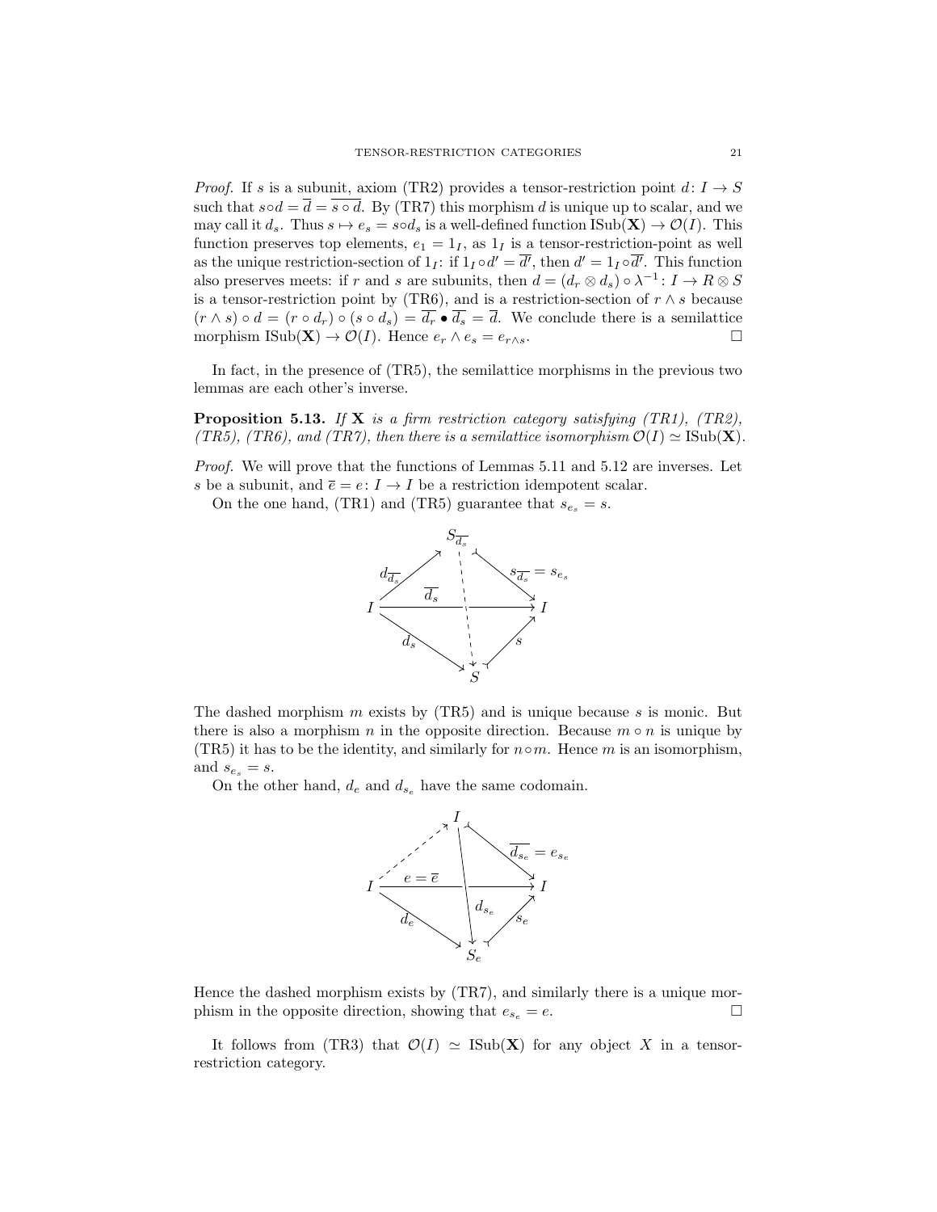*Proof.* If $s$ is a subunit, axiom (TR2) provides a tensor-restriction point $d\colon I \to S$ such that $s \circ d = \overline{d} = \overline{s \circ d}$. By (TR7) this morphism $d$ is unique up to scalar, and we may call it $d_s$. Thus $s \mapsto e_s = s \circ d_s$ is a well-defined function $\mathrm{ISub}(\mathbf{X}) \to \mathcal{O}(I)$. This function preserves top elements, $e_1 = 1_I$, as $1_I$ is a tensor-restriction-point as well as the unique restriction-section of $1_I$: if $1_I \circ d' = \overline{d'}$, then $d' = 1_I \circ \overline{d'}$. This function also preserves meets: if $r$ and $s$ are subunits, then $d = (d_r \otimes d_s) \circ \lambda^{-1}\colon I \to R \otimes S$ is a tensor-restriction point by (TR6), and is a restriction-section of $r \wedge s$ because $(r \wedge s) \circ d = (r \circ d_r) \circ (s \circ d_s) = \overline{d_r} \bullet \overline{d_s} = \overline{d}$. We conclude there is a semilattice morphism $\mathrm{ISub}(\mathbf{X}) \to \mathcal{O}(I)$. Hence $e_r \wedge e_s = e_{r \wedge s}$. $\square$

In fact, in the presence of (TR5), the semilattice morphisms in the previous two lemmas are each other's inverse.

**Proposition 5.13.** *If* $\mathbf{X}$ *is a firm restriction category satisfying (TR1), (TR2), (TR5), (TR6), and (TR7), then there is a semilattice isomorphism* $\mathcal{O}(I) \simeq \mathrm{ISub}(\mathbf{X})$.

*Proof.* We will prove that the functions of Lemmas 5.11 and 5.12 are inverses. Let $s$ be a subunit, and $\overline{e} = e\colon I \to I$ be a restriction idempotent scalar.

On the one hand, (TR1) and (TR5) guarantee that $s_{e_s} = s$.

$$
\begin{array}{c}
I \xrightarrow{d_{\overline{d_s}}} S_{\overline{d_s}} \xrightarrow{s_{\overline{d_s}} = s_{e_s}} I, \quad I \xrightarrow{\overline{d_s}} I, \quad I \xrightarrow{d_s} S \xrightarrow{s} I, \quad S_{\overline{d_s}} \dashrightarrow S
\end{array}
$$

The dashed morphism $m$ exists by (TR5) and is unique because $s$ is monic. But there is also a morphism $n$ in the opposite direction. Because $m \circ n$ is unique by (TR5) it has to be the identity, and similarly for $n \circ m$. Hence $m$ is an isomorphism, and $s_{e_s} = s$.

On the other hand, $d_e$ and $d_{s_e}$ have the same codomain.

$$
\begin{array}{c}
I \dashrightarrow I \xrightarrow{\overline{d_{s_e}} = e_{s_e}} I, \quad I \xrightarrow{e = \overline{e}} I, \quad I \xrightarrow{d_e} S_e \xrightarrow{s_e} I, \quad I \xrightarrow{d_{s_e}} S_e
\end{array}
$$

Hence the dashed morphism exists by (TR7), and similarly there is a unique morphism in the opposite direction, showing that $e_{s_e} = e$. $\square$

It follows from (TR3) that $\mathcal{O}(I) \simeq \mathrm{ISub}(\mathbf{X})$ for any object $X$ in a tensor-restriction category.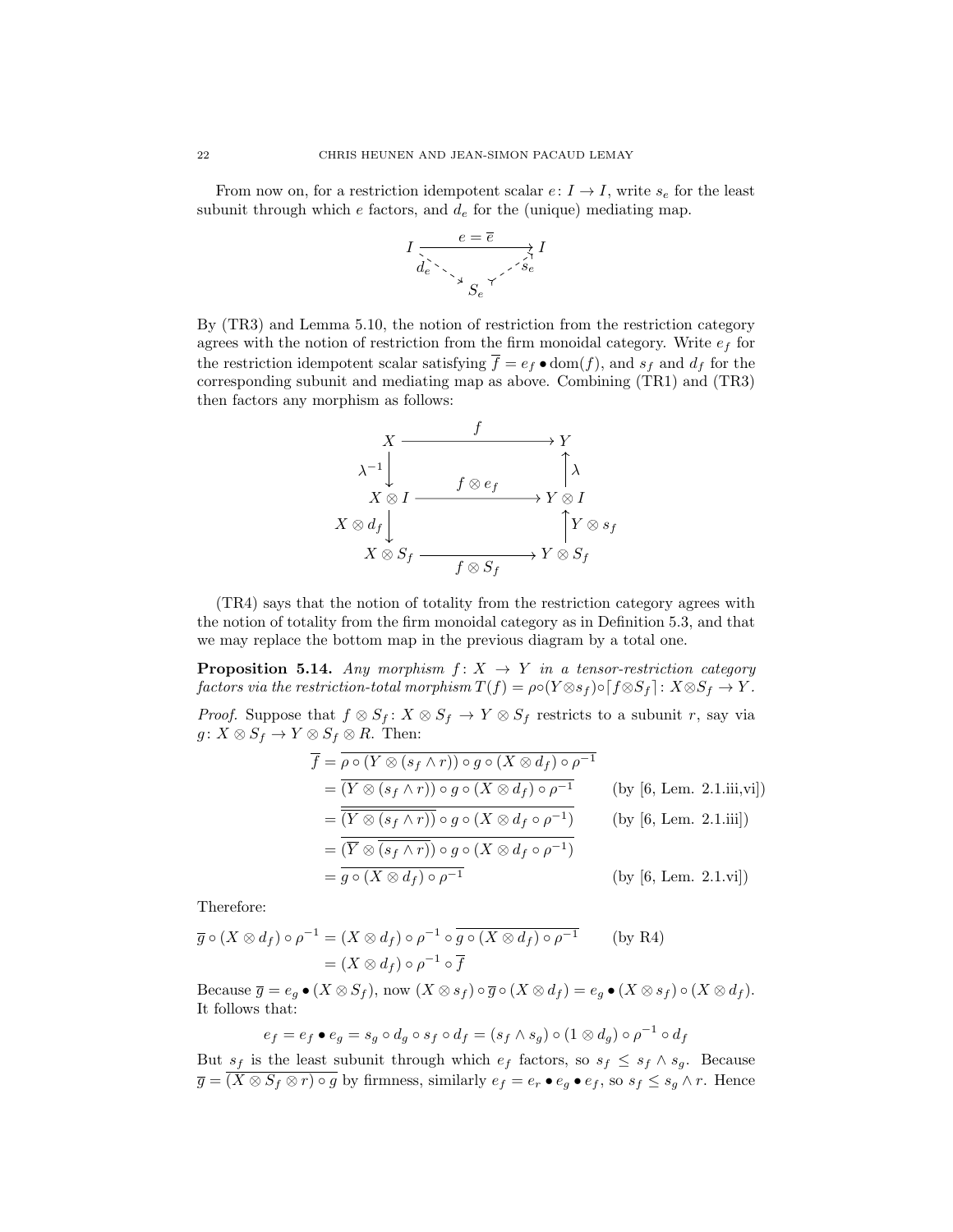From now on, for a restriction idempotent scalar $e\colon I \to I$, write $s_e$ for the least subunit through which $e$ factors, and $d_e$ for the (unique) mediating map.

$$
\begin{array}{ccc}
I & \xrightarrow{\quad e = \overline{e} \quad} & I \\
& {\scriptstyle d_e} \searrow \quad \nearrow {\scriptstyle s_e} & \\
& S_e &
\end{array}
$$

By (TR3) and Lemma 5.10, the notion of restriction from the restriction category agrees with the notion of restriction from the firm monoidal category. Write $e_f$ for the restriction idempotent scalar satisfying $\overline{f} = e_f \bullet \mathrm{dom}(f)$, and $s_f$ and $d_f$ for the corresponding subunit and mediating map as above. Combining (TR1) and (TR3) then factors any morphism as follows:

$$
\begin{array}{ccc}
X & \xrightarrow{\quad f \quad} & Y \\
\Big\downarrow{\scriptstyle \lambda^{-1}} & & \Big\uparrow{\scriptstyle \lambda} \\
X \otimes I & \xrightarrow{\quad f \otimes e_f \quad} & Y \otimes I \\
\Big\downarrow{\scriptstyle X \otimes d_f} & & \Big\uparrow{\scriptstyle Y \otimes s_f} \\
X \otimes S_f & \xrightarrow[\quad f \otimes S_f \quad]{} & Y \otimes S_f
\end{array}
$$

(TR4) says that the notion of totality from the restriction category agrees with the notion of totality from the firm monoidal category as in Definition 5.3, and that we may replace the bottom map in the previous diagram by a total one.

**Proposition 5.14.** *Any morphism $f\colon X \to Y$ in a tensor-restriction category factors via the restriction-total morphism $T(f) = \rho \circ (Y \otimes s_f) \circ \lceil f \otimes S_f \rceil \colon X \otimes S_f \to Y$.*

*Proof.* Suppose that $f \otimes S_f \colon X \otimes S_f \to Y \otimes S_f$ restricts to a subunit $r$, say via $g\colon X \otimes S_f \to Y \otimes S_f \otimes R$. Then:

$$
\begin{aligned}
\overline{f} &= \overline{\rho \circ (Y \otimes (s_f \wedge r)) \circ g \circ (X \otimes d_f) \circ \rho^{-1}} \\
&= \overline{(Y \otimes (s_f \wedge r)) \circ g \circ (X \otimes d_f) \circ \rho^{-1}} && \text{(by [6, Lem. 2.1.iii,vi])} \\
&= \overline{\overline{(Y \otimes (s_f \wedge r))} \circ g \circ (X \otimes d_f \circ \rho^{-1})} && \text{(by [6, Lem. 2.1.iii])} \\
&= \overline{(\overline{Y} \otimes \overline{(s_f \wedge r)}) \circ g \circ (X \otimes d_f \circ \rho^{-1})} \\
&= \overline{g \circ (X \otimes d_f) \circ \rho^{-1}} && \text{(by [6, Lem. 2.1.vi])}
\end{aligned}
$$

Therefore:

$$
\begin{aligned}
\overline{g} \circ (X \otimes d_f) \circ \rho^{-1} &= (X \otimes d_f) \circ \rho^{-1} \circ \overline{g \circ (X \otimes d_f) \circ \rho^{-1}} && \text{(by R4)} \\
&= (X \otimes d_f) \circ \rho^{-1} \circ \overline{f}
\end{aligned}
$$

Because $\overline{g} = e_g \bullet (X \otimes S_f)$, now $(X \otimes s_f) \circ \overline{g} \circ (X \otimes d_f) = e_g \bullet (X \otimes s_f) \circ (X \otimes d_f)$. It follows that:

$$
e_f = e_f \bullet e_g = s_g \circ d_g \circ s_f \circ d_f = (s_f \wedge s_g) \circ (1 \otimes d_g) \circ \rho^{-1} \circ d_f
$$

But $s_f$ is the least subunit through which $e_f$ factors, so $s_f \leq s_f \wedge s_g$. Because $\overline{g} = \overline{(X \otimes S_f \otimes r) \circ g}$ by firmness, similarly $e_f = e_r \bullet e_g \bullet e_f$, so $s_f \leq s_g \wedge r$. Hence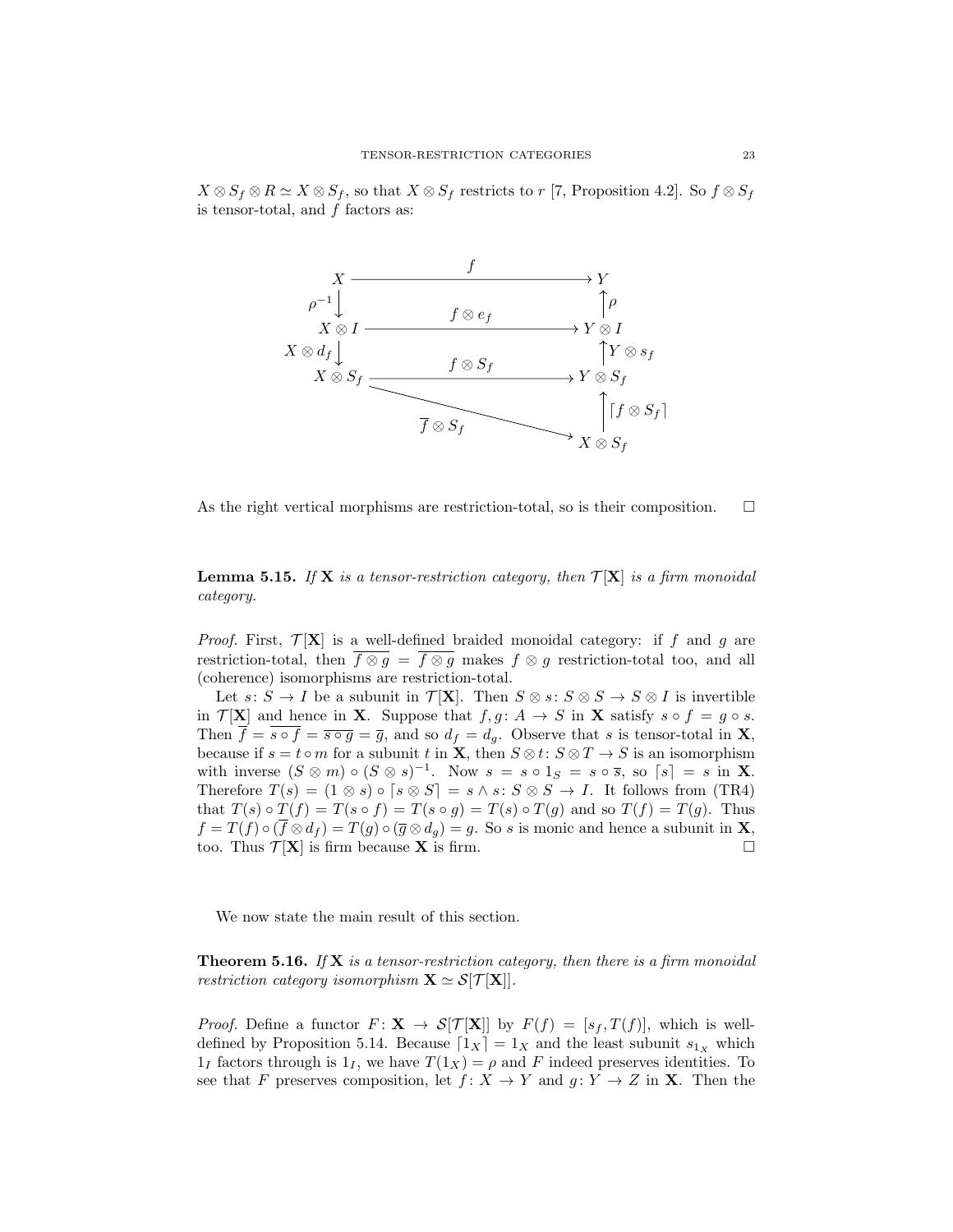$X \otimes S_f \otimes R \simeq X \otimes S_f$, so that $X \otimes S_f$ restricts to $r$ [7, Proposition 4.2]. So $f \otimes S_f$ is tensor-total, and $f$ factors as:

$$
\begin{array}{ccc}
X & \xrightarrow{\quad f \quad} & Y \\
\downarrow{\scriptstyle \rho^{-1}} & & \uparrow{\scriptstyle \rho} \\
X \otimes I & \xrightarrow{\quad f \otimes e_f \quad} & Y \otimes I \\
\downarrow{\scriptstyle X \otimes d_f} & & \uparrow{\scriptstyle Y \otimes s_f} \\
X \otimes S_f & \xrightarrow{\quad f \otimes S_f \quad} & Y \otimes S_f \\
& \searrow{\scriptstyle \overline{f} \otimes S_f} & \uparrow{\scriptstyle \lceil f \otimes S_f \rceil} \\
& & X \otimes S_f
\end{array}
$$

As the right vertical morphisms are restriction-total, so is their composition. $\square$

**Lemma 5.15.** *If* $\mathbf{X}$ *is a tensor-restriction category, then* $\mathcal{T}[\mathbf{X}]$ *is a firm monoidal category.*

*Proof.* First, $\mathcal{T}[\mathbf{X}]$ is a well-defined braided monoidal category: if $f$ and $g$ are restriction-total, then $\overline{f \otimes g} = \overline{f} \otimes \overline{g}$ makes $f \otimes g$ restriction-total too, and all (coherence) isomorphisms are restriction-total.

Let $s\colon S \to I$ be a subunit in $\mathcal{T}[\mathbf{X}]$. Then $S \otimes s\colon S \otimes S \to S \otimes I$ is invertible in $\mathcal{T}[\mathbf{X}]$ and hence in $\mathbf{X}$. Suppose that $f, g\colon A \to S$ in $\mathbf{X}$ satisfy $s \circ f = g \circ s$. Then $\overline{f} = \overline{s \circ f} = \overline{s \circ g} = \overline{g}$, and so $d_f = d_g$. Observe that $s$ is tensor-total in $\mathbf{X}$, because if $s = t \circ m$ for a subunit $t$ in $\mathbf{X}$, then $S \otimes t\colon S \otimes T \to S$ is an isomorphism with inverse $(S \otimes m) \circ (S \otimes s)^{-1}$. Now $s = s \circ 1_S = s \circ \overline{s}$, so $\lceil s \rceil = s$ in $\mathbf{X}$. Therefore $T(s) = (1 \otimes s) \circ \lceil s \otimes S \rceil = s \wedge s\colon S \otimes S \to I$. It follows from (TR4) that $T(s) \circ T(f) = T(s \circ f) = T(s \circ g) = T(s) \circ T(g)$ and so $T(f) = T(g)$. Thus $f = T(f) \circ (\overline{f} \otimes d_f) = T(g) \circ (\overline{g} \otimes d_g) = g$. So $s$ is monic and hence a subunit in $\mathbf{X}$, too. Thus $\mathcal{T}[\mathbf{X}]$ is firm because $\mathbf{X}$ is firm. $\square$

We now state the main result of this section.

**Theorem 5.16.** *If* $\mathbf{X}$ *is a tensor-restriction category, then there is a firm monoidal restriction category isomorphism* $\mathbf{X} \simeq \mathcal{S}[\mathcal{T}[\mathbf{X}]]$.

*Proof.* Define a functor $F\colon \mathbf{X} \to \mathcal{S}[\mathcal{T}[\mathbf{X}]]$ by $F(f) = [s_f, T(f)]$, which is well-defined by Proposition 5.14. Because $\lceil 1_X \rceil = 1_X$ and the least subunit $s_{1_X}$ which $1_I$ factors through is $1_I$, we have $T(1_X) = \rho$ and $F$ indeed preserves identities. To see that $F$ preserves composition, let $f\colon X \to Y$ and $g\colon Y \to Z$ in $\mathbf{X}$. Then the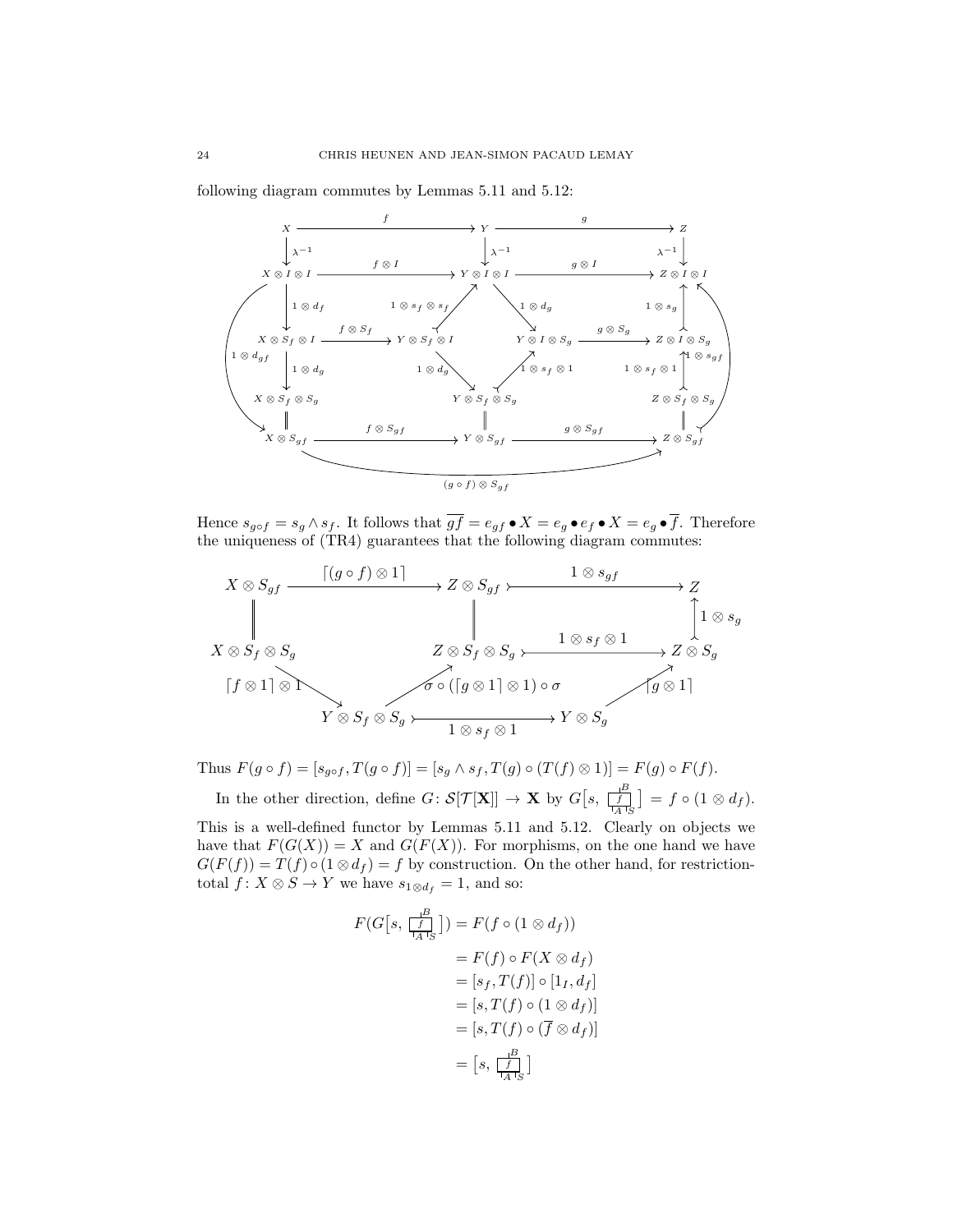following diagram commutes by Lemmas 5.11 and 5.12:

$$
\begin{array}{ccccc}
X & \xrightarrow{f} & Y & \xrightarrow{g} & Z \\
\downarrow \lambda^{-1} & & \downarrow \lambda^{-1} & & \downarrow \lambda^{-1} \\
X \otimes I \otimes I & \xrightarrow{f \otimes I} & Y \otimes I \otimes I & \xrightarrow{g \otimes I} & Z \otimes I \otimes I \\
\downarrow 1 \otimes d_f & & & & \uparrow 1 \otimes s_g \\
X \otimes S_f \otimes I & \xrightarrow{f \otimes S_f} Y \otimes S_f \otimes I & & Y \otimes I \otimes S_g \xrightarrow{g \otimes S_g} & Z \otimes I \otimes S_g \\
\downarrow 1 \otimes d_g & & & & \uparrow 1 \otimes s_f \otimes 1 \\
X \otimes S_f \otimes S_g & & Y \otimes S_f \otimes S_g & & Z \otimes S_f \otimes S_g \\
\| & & \| & & \| \\
X \otimes S_{gf} & \xrightarrow{f \otimes S_{gf}} & Y \otimes S_{gf} & \xrightarrow{g \otimes S_{gf}} & Z \otimes S_{gf}
\end{array}
$$

(with additional arrows $1 \otimes s_f \otimes s_f \colon Y \otimes S_f \otimes I \to Y \otimes I \otimes I$, $1 \otimes d_g \colon Y \otimes I \otimes I \to Y \otimes I \otimes S_g$, $1 \otimes d_g \colon Y \otimes S_f \otimes I \to Y \otimes S_f \otimes S_g$, $1 \otimes s_f \otimes 1 \colon Y \otimes S_f \otimes S_g \to Y \otimes I \otimes S_g$, $1 \otimes d_{gf} \colon X \otimes I \otimes I \to X \otimes S_{gf}$, $1 \otimes s_{gf} \colon Z \otimes S_{gf} \to Z \otimes I \otimes I$, and $(g \circ f) \otimes S_{gf} \colon X \otimes S_{gf} \to Z \otimes S_{gf}$)

Hence $s_{g \circ f} = s_g \wedge s_f$. It follows that $\overline{gf} = e_{gf} \bullet X = e_g \bullet e_f \bullet X = e_g \bullet \overline{f}$. Therefore the uniqueness of (TR4) guarantees that the following diagram commutes:

$$
\begin{array}{ccccc}
X \otimes S_{gf} & \xrightarrow{\lceil (g \circ f) \otimes 1 \rceil} & Z \otimes S_{gf} & \xrightarrow{1 \otimes s_{gf}} & Z \\
\| & & \| & & \uparrow 1 \otimes s_g \\
X \otimes S_f \otimes S_g & & Z \otimes S_f \otimes S_g & \xrightarrow{1 \otimes s_f \otimes 1} & Z \otimes S_g \\
& \searrow \lceil f \otimes 1 \rceil \otimes 1 & \nearrow \sigma \circ (\lceil g \otimes 1 \rceil \otimes 1) \circ \sigma & & \nearrow \lceil g \otimes 1 \rceil \\
& Y \otimes S_f \otimes S_g & \xrightarrow{1 \otimes s_f \otimes 1} & Y \otimes S_g &
\end{array}
$$

Thus $F(g \circ f) = [s_{g \circ f}, T(g \circ f)] = [s_g \wedge s_f, T(g) \circ (T(f) \otimes 1)] = F(g) \circ F(f)$.

In the other direction, define $G \colon \mathcal{S}[\mathcal{T}[\mathbf{X}]] \to \mathbf{X}$ by $G\big[s, \boxed{f}^{B}_{A\,S}\big] = f \circ (1 \otimes d_f)$. This is a well-defined functor by Lemmas 5.11 and 5.12. Clearly on objects we have that $F(G(X)) = X$ and $G(F(X))$. For morphisms, on the one hand we have $G(F(f)) = T(f) \circ (1 \otimes d_f) = f$ by construction. On the other hand, for restriction-total $f \colon X \otimes S \to Y$ we have $s_{1 \otimes d_f} = 1$, and so:

$$
\begin{aligned}
F(G\big[s, \boxed{f}^{B}_{A\,S}\big]) &= F(f \circ (1 \otimes d_f)) \\
&= F(f) \circ F(X \otimes d_f) \\
&= [s_f, T(f)] \circ [1_I, d_f] \\
&= [s, T(f) \circ (1 \otimes d_f)] \\
&= [s, T(f) \circ (\overline{f} \otimes d_f)] \\
&= \big[s, \boxed{f}^{B}_{A\,S}\big]
\end{aligned}
$$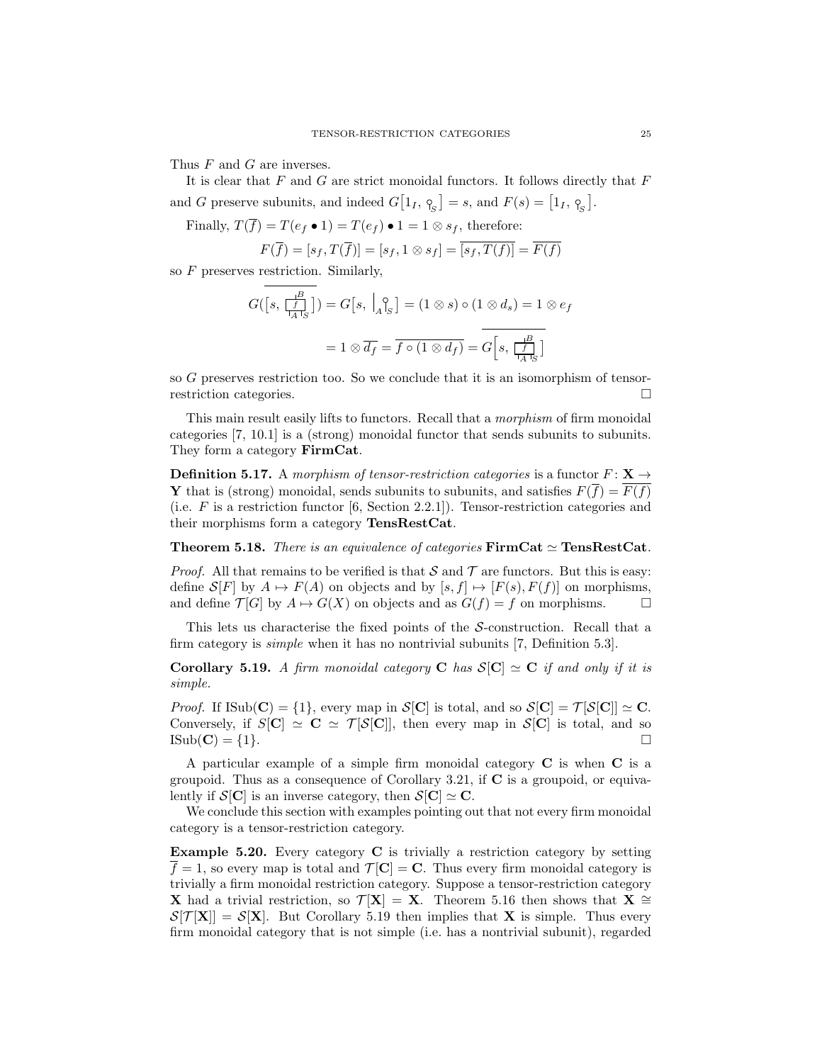Thus $F$ and $G$ are inverses.

It is clear that $F$ and $G$ are strict monoidal functors. It follows directly that $F$ and $G$ preserve subunits, and indeed $G[1_I, s] = s$, and $F(s) = [1_I, s]$.

Finally, $T(\overline{f}) = T(e_f \bullet 1) = T(e_f) \bullet 1 = 1 \otimes s_f$, therefore:

$$F(\overline{f}) = [s_f, T(\overline{f})] = [s_f, 1 \otimes s_f] = \overline{[s_f, T(f)]} = \overline{F(f)}$$

so $F$ preserves restriction. Similarly,

$$G(\overline{[s, f]}) = G[s, 1_A \otimes s] = (1 \otimes s) \circ (1 \otimes d_s) = 1 \otimes e_f$$

$$= 1 \otimes \overline{d_f} = \overline{f \circ (1 \otimes d_f)} = \overline{G[s, f]}$$

so $G$ preserves restriction too. So we conclude that it is an isomorphism of tensor-restriction categories. □

This main result easily lifts to functors. Recall that a *morphism* of firm monoidal categories [7, 10.1] is a (strong) monoidal functor that sends subunits to subunits. They form a category **FirmCat**.

**Definition 5.17.** A *morphism of tensor-restriction categories* is a functor $F: \mathbf{X} \to \mathbf{Y}$ that is (strong) monoidal, sends subunits to subunits, and satisfies $F(\overline{f}) = \overline{F(f)}$ (i.e. $F$ is a restriction functor [6, Section 2.2.1]). Tensor-restriction categories and their morphisms form a category **TensRestCat**.

**Theorem 5.18.** *There is an equivalence of categories* **FirmCat** $\simeq$ **TensRestCat**.

*Proof.* All that remains to be verified is that $\mathcal{S}$ and $\mathcal{T}$ are functors. But this is easy: define $\mathcal{S}[F]$ by $A \mapsto F(A)$ on objects and by $[s, f] \mapsto [F(s), F(f)]$ on morphisms, and define $\mathcal{T}[G]$ by $A \mapsto G(X)$ on objects and as $G(f) = f$ on morphisms. □

This lets us characterise the fixed points of the $\mathcal{S}$-construction. Recall that a firm category is *simple* when it has no nontrivial subunits [7, Definition 5.3].

**Corollary 5.19.** *A firm monoidal category* $\mathbf{C}$ *has* $\mathcal{S}[\mathbf{C}] \simeq \mathbf{C}$ *if and only if it is simple.*

*Proof.* If $\mathrm{ISub}(\mathbf{C}) = \{1\}$, every map in $\mathcal{S}[\mathbf{C}]$ is total, and so $\mathcal{S}[\mathbf{C}] = \mathcal{T}[\mathcal{S}[\mathbf{C}]] \simeq \mathbf{C}$. Conversely, if $S[\mathbf{C}] \simeq \mathbf{C} \simeq \mathcal{T}[\mathcal{S}[\mathbf{C}]]$, then every map in $\mathcal{S}[\mathbf{C}]$ is total, and so $\mathrm{ISub}(\mathbf{C}) = \{1\}$. □

A particular example of a simple firm monoidal category $\mathbf{C}$ is when $\mathbf{C}$ is a groupoid. Thus as a consequence of Corollary 3.21, if $\mathbf{C}$ is a groupoid, or equivalently if $\mathcal{S}[\mathbf{C}]$ is an inverse category, then $\mathcal{S}[\mathbf{C}] \simeq \mathbf{C}$.

We conclude this section with examples pointing out that not every firm monoidal category is a tensor-restriction category.

**Example 5.20.** Every category $\mathbf{C}$ is trivially a restriction category by setting $\overline{f} = 1$, so every map is total and $\mathcal{T}[\mathbf{C}] = \mathbf{C}$. Thus every firm monoidal category is trivially a firm monoidal restriction category. Suppose a tensor-restriction category $\mathbf{X}$ had a trivial restriction, so $\mathcal{T}[\mathbf{X}] = \mathbf{X}$. Theorem 5.16 then shows that $\mathbf{X} \cong \mathcal{S}[\mathcal{T}[\mathbf{X}]] = \mathcal{S}[\mathbf{X}]$. But Corollary 5.19 then implies that $\mathbf{X}$ is simple. Thus every firm monoidal category that is not simple (i.e. has a nontrivial subunit), regarded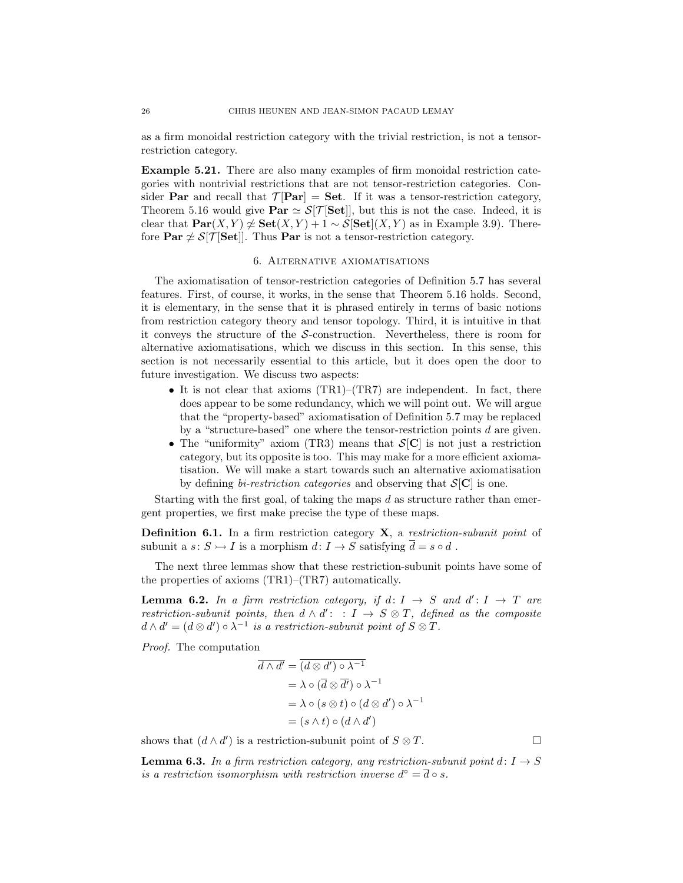as a firm monoidal restriction category with the trivial restriction, is not a tensor-restriction category.

**Example 5.21.** There are also many examples of firm monoidal restriction categories with nontrivial restrictions that are not tensor-restriction categories. Consider $\mathbf{Par}$ and recall that $\mathcal{T}[\mathbf{Par}] = \mathbf{Set}$. If it was a tensor-restriction category, Theorem 5.16 would give $\mathbf{Par} \simeq \mathcal{S}[\mathcal{T}[\mathbf{Set}]]$, but this is not the case. Indeed, it is clear that $\mathbf{Par}(X,Y) \not\simeq \mathbf{Set}(X,Y) + 1 \sim \mathcal{S}[\mathbf{Set}](X,Y)$ as in Example 3.9). Therefore $\mathbf{Par} \not\simeq \mathcal{S}[\mathcal{T}[\mathbf{Set}]]$. Thus $\mathbf{Par}$ is not a tensor-restriction category.

## 6. Alternative axiomatisations

The axiomatisation of tensor-restriction categories of Definition 5.7 has several features. First, of course, it works, in the sense that Theorem 5.16 holds. Second, it is elementary, in the sense that it is phrased entirely in terms of basic notions from restriction category theory and tensor topology. Third, it is intuitive in that it conveys the structure of the $\mathcal{S}$-construction. Nevertheless, there is room for alternative axiomatisations, which we discuss in this section. In this sense, this section is not necessarily essential to this article, but it does open the door to future investigation. We discuss two aspects:

- It is not clear that axioms (TR1)–(TR7) are independent. In fact, there does appear to be some redundancy, which we will point out. We will argue that the "property-based" axiomatisation of Definition 5.7 may be replaced by a "structure-based" one where the tensor-restriction points $d$ are given.
- The "uniformity" axiom (TR3) means that $\mathcal{S}[\mathbf{C}]$ is not just a restriction category, but its opposite is too. This may make for a more efficient axiomatisation. We will make a start towards such an alternative axiomatisation by defining *bi-restriction categories* and observing that $\mathcal{S}[\mathbf{C}]$ is one.

Starting with the first goal, of taking the maps $d$ as structure rather than emergent properties, we first make precise the type of these maps.

**Definition 6.1.** In a firm restriction category $\mathbf{X}$, a *restriction-subunit point* of subunit a $s \colon S \rightarrowtail I$ is a morphism $d \colon I \to S$ satisfying $\overline{d} = s \circ d$ .

The next three lemmas show that these restriction-subunit points have some of the properties of axioms (TR1)–(TR7) automatically.

**Lemma 6.2.** *In a firm restriction category, if $d \colon I \to S$ and $d' \colon I \to T$ are restriction-subunit points, then $d \wedge d' \colon \; : I \to S \otimes T$, defined as the composite $d \wedge d' = (d \otimes d') \circ \lambda^{-1}$ is a restriction-subunit point of $S \otimes T$.*

*Proof.* The computation

$$
\begin{aligned}
\overline{d \wedge d'} &= \overline{(d \otimes d') \circ \lambda^{-1}} \\
&= \lambda \circ (\overline{d} \otimes \overline{d'}) \circ \lambda^{-1} \\
&= \lambda \circ (s \otimes t) \circ (d \otimes d') \circ \lambda^{-1} \\
&= (s \wedge t) \circ (d \wedge d')
\end{aligned}
$$

shows that $(d \wedge d')$ is a restriction-subunit point of $S \otimes T$. □

**Lemma 6.3.** *In a firm restriction category, any restriction-subunit point $d \colon I \to S$ is a restriction isomorphism with restriction inverse $d^\circ = \overline{d} \circ s$.*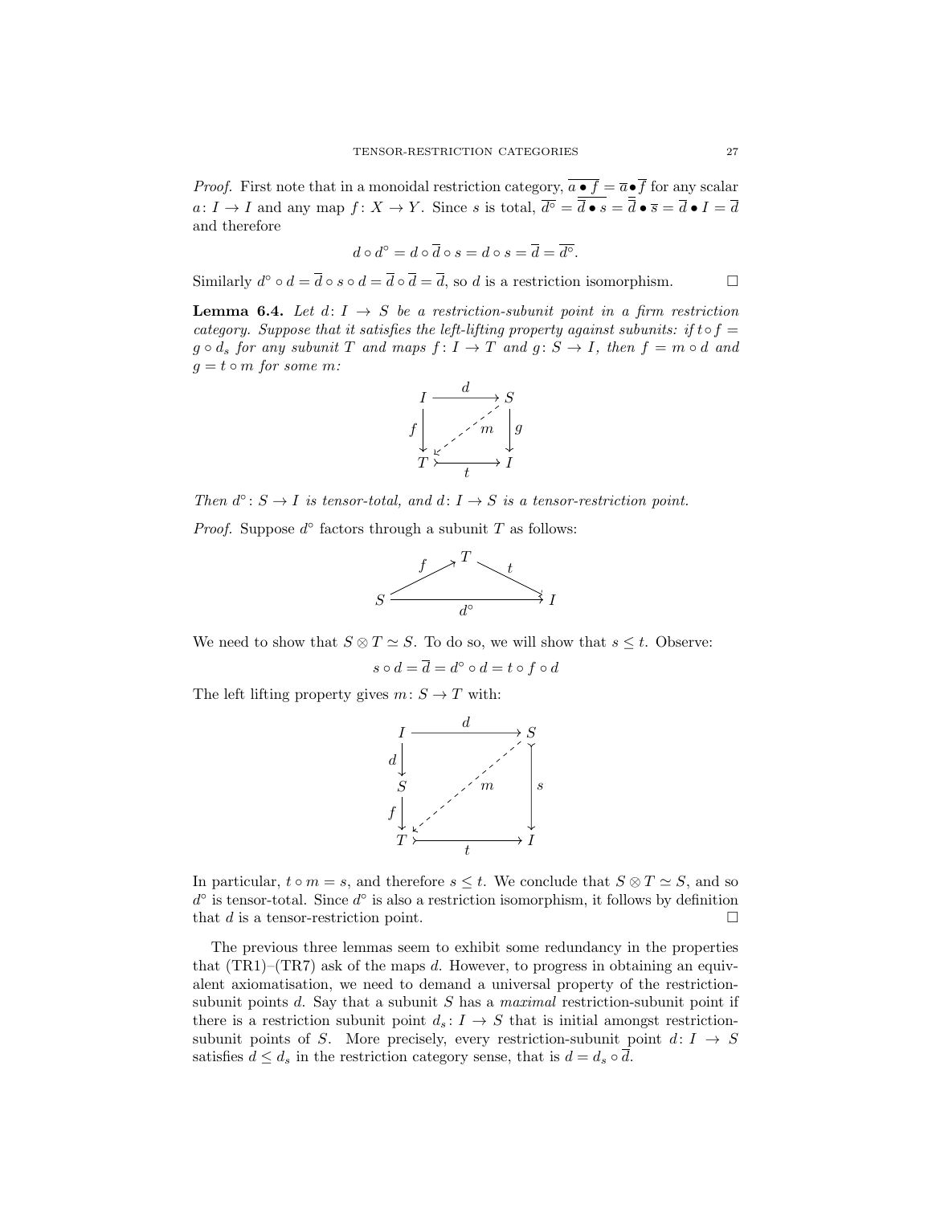*Proof.* First note that in a monoidal restriction category, $\overline{a \bullet f} = \overline{a} \bullet \overline{f}$ for any scalar $a \colon I \to I$ and any map $f \colon X \to Y$. Since $s$ is total, $\overline{d^\circ} = \overline{\overline{d} \bullet s} = \overline{\overline{d}} \bullet \overline{s} = \overline{d} \bullet I = \overline{d}$ and therefore

$$d \circ d^\circ = d \circ \overline{d} \circ s = d \circ s = \overline{d} = \overline{d^\circ}.$$

Similarly $d^\circ \circ d = \overline{d} \circ s \circ d = \overline{d} \circ \overline{d} = \overline{d}$, so $d$ is a restriction isomorphism. □

**Lemma 6.4.** *Let $d \colon I \to S$ be a restriction-subunit point in a firm restriction category. Suppose that it satisfies the left-lifting property against subunits: if $t \circ f = g \circ d_s$ for any subunit $T$ and maps $f \colon I \to T$ and $g \colon S \to I$, then $f = m \circ d$ and $g = t \circ m$ for some $m$:*

$$\begin{array}{ccc} I & \xrightarrow{d} & S \\ {\scriptstyle f}\downarrow & \swarrow{\scriptstyle m} & \downarrow{\scriptstyle g} \\ T & \xrightarrow[t]{} & I \end{array}$$

*Then $d^\circ \colon S \to I$ is tensor-total, and $d \colon I \to S$ is a tensor-restriction point.*

*Proof.* Suppose $d^\circ$ factors through a subunit $T$ as follows:

$$S \xrightarrow{f} T \xrightarrow{t} I, \qquad S \xrightarrow{d^\circ} I$$

We need to show that $S \otimes T \simeq S$. To do so, we will show that $s \leq t$. Observe:

$$s \circ d = \overline{d} = d^\circ \circ d = t \circ f \circ d$$

The left lifting property gives $m \colon S \to T$ with:

$$\begin{array}{ccc} I & \xrightarrow{d} & S \\ {\scriptstyle d}\downarrow & & \\ S & \swarrow{\scriptstyle m} & \downarrow{\scriptstyle s} \\ {\scriptstyle f}\downarrow & & \\ T & \xrightarrow[t]{} & I \end{array}$$

In particular, $t \circ m = s$, and therefore $s \leq t$. We conclude that $S \otimes T \simeq S$, and so $d^\circ$ is tensor-total. Since $d^\circ$ is also a restriction isomorphism, it follows by definition that $d$ is a tensor-restriction point. □

The previous three lemmas seem to exhibit some redundancy in the properties that (TR1)–(TR7) ask of the maps $d$. However, to progress in obtaining an equivalent axiomatisation, we need to demand a universal property of the restriction-subunit points $d$. Say that a subunit $S$ has a *maximal* restriction-subunit point if there is a restriction subunit point $d_s \colon I \to S$ that is initial amongst restriction-subunit points of $S$. More precisely, every restriction-subunit point $d \colon I \to S$ satisfies $d \leq d_s$ in the restriction category sense, that is $d = d_s \circ \overline{d}$.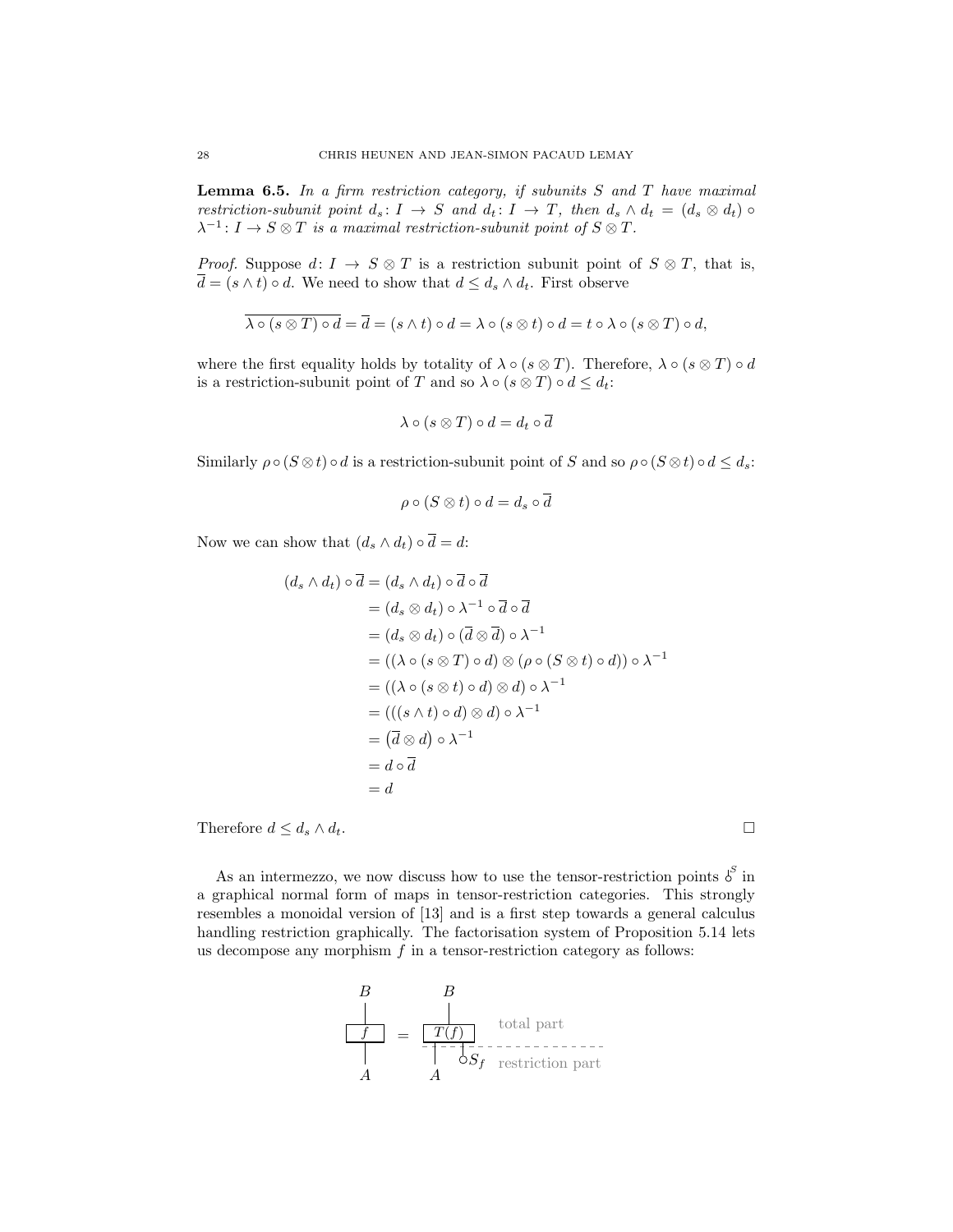**Lemma 6.5.** *In a firm restriction category, if subunits $S$ and $T$ have maximal restriction-subunit point $d_s \colon I \to S$ and $d_t \colon I \to T$, then $d_s \wedge d_t = (d_s \otimes d_t) \circ \lambda^{-1} \colon I \to S \otimes T$ is a maximal restriction-subunit point of $S \otimes T$.*

*Proof.* Suppose $d \colon I \to S \otimes T$ is a restriction subunit point of $S \otimes T$, that is, $\overline{d} = (s \wedge t) \circ d$. We need to show that $d \leq d_s \wedge d_t$. First observe

$$\overline{\lambda \circ (s \otimes T) \circ d} = \overline{d} = (s \wedge t) \circ d = \lambda \circ (s \otimes t) \circ d = t \circ \lambda \circ (s \otimes T) \circ d,$$

where the first equality holds by totality of $\lambda \circ (s \otimes T)$. Therefore, $\lambda \circ (s \otimes T) \circ d$ is a restriction-subunit point of $T$ and so $\lambda \circ (s \otimes T) \circ d \leq d_t$:

$$\lambda \circ (s \otimes T) \circ d = d_t \circ \overline{d}$$

Similarly $\rho \circ (S \otimes t) \circ d$ is a restriction-subunit point of $S$ and so $\rho \circ (S \otimes t) \circ d \leq d_s$:

$$\rho \circ (S \otimes t) \circ d = d_s \circ \overline{d}$$

Now we can show that $(d_s \wedge d_t) \circ \overline{d} = d$:

$$\begin{aligned}
(d_s \wedge d_t) \circ \overline{d} &= (d_s \wedge d_t) \circ \overline{d} \circ \overline{d} \\
&= (d_s \otimes d_t) \circ \lambda^{-1} \circ \overline{d} \circ \overline{d} \\
&= (d_s \otimes d_t) \circ (\overline{d} \otimes \overline{d}) \circ \lambda^{-1} \\
&= ((\lambda \circ (s \otimes T) \circ d) \otimes (\rho \circ (S \otimes t) \circ d)) \circ \lambda^{-1} \\
&= ((\lambda \circ (s \otimes t) \circ d) \otimes d) \circ \lambda^{-1} \\
&= (((s \wedge t) \circ d) \otimes d) \circ \lambda^{-1} \\
&= \left(\overline{d} \otimes d\right) \circ \lambda^{-1} \\
&= d \circ \overline{d} \\
&= d
\end{aligned}$$

Therefore $d \leq d_s \wedge d_t$. □

As an intermezzo, we now discuss how to use the tensor-restriction points $\overset{S}{\circ}$ in a graphical normal form of maps in tensor-restriction categories. This strongly resembles a monoidal version of [13] and is a first step towards a general calculus handling restriction graphically. The factorisation system of Proposition 5.14 lets us decompose any morphism $f$ in a tensor-restriction category as follows:

$$f \colon A \to B \quad = \quad T(f) \text{ (total part) applied to } A \otimes S_f \text{, with } S_f \text{ (restriction part)}$$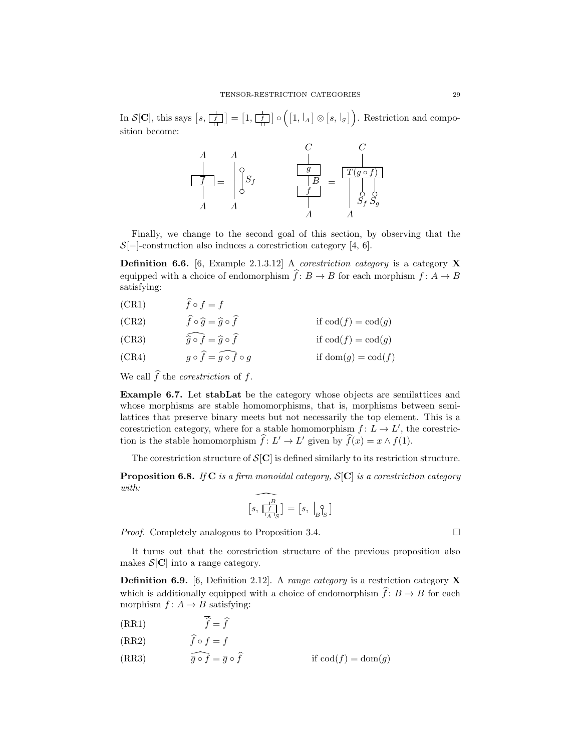In $\mathcal{S}[\mathbf{C}]$, this says $[s, \boxed{f}] = [1, \boxed{f}] \circ \Big([1, |_A] \otimes [s, |_S]\Big)$. Restriction and composition become:

$$\overline{f} = |_A \; S_f \qquad \qquad g \circ f = T(g \circ f) \; S_f \, S_g$$

Finally, we change to the second goal of this section, by observing that the $\mathcal{S}[-]$-construction also induces a corestriction category [4, 6].

**Definition 6.6.** [6, Example 2.1.3.12] A *corestriction category* is a category $\mathbf{X}$ equipped with a choice of endomorphism $\widehat{f}\colon B \to B$ for each morphism $f\colon A \to B$ satisfying:

(CR1) $\qquad \widehat{f} \circ f = f$

(CR2) $\qquad \widehat{f} \circ \widehat{g} = \widehat{g} \circ \widehat{f} \qquad$ if $\mathrm{cod}(f) = \mathrm{cod}(g)$

(CR3) $\qquad \widehat{\widehat{g} \circ f} = \widehat{g} \circ \widehat{f} \qquad$ if $\mathrm{cod}(f) = \mathrm{cod}(g)$

(CR4) $\qquad g \circ \widehat{f} = \widehat{g \circ f} \circ g \qquad$ if $\mathrm{dom}(g) = \mathrm{cod}(f)$

We call $\widehat{f}$ the *corestriction* of $f$.

**Example 6.7.** Let **stabLat** be the category whose objects are semilattices and whose morphisms are stable homomorphisms, that is, morphisms between semilattices that preserve binary meets but not necessarily the top element. This is a corestriction category, where for a stable homomorphism $f\colon L \to L'$, the corestriction is the stable homomorphism $\widehat{f}\colon L' \to L'$ given by $\widehat{f}(x) = x \wedge f(1)$.

The corestriction structure of $\mathcal{S}[\mathbf{C}]$ is defined similarly to its restriction structure.

**Proposition 6.8.** *If* $\mathbf{C}$ *is a firm monoidal category,* $\mathcal{S}[\mathbf{C}]$ *is a corestriction category with:*

$$\widehat{[s, f_{A,S}^{B}]} = [s, |_B \circ_S]$$

*Proof.* Completely analogous to Proposition 3.4. $\square$

It turns out that the corestriction structure of the previous proposition also makes $\mathcal{S}[\mathbf{C}]$ into a range category.

**Definition 6.9.** [6, Definition 2.12]. A *range category* is a restriction category $\mathbf{X}$ which is additionally equipped with a choice of endomorphism $\widehat{f}\colon B \to B$ for each morphism $f\colon A \to B$ satisfying:

(RR1) $\qquad \overline{\widehat{f}} = \widehat{f}$

(RR2) $\qquad \widehat{f} \circ f = f$

(RR3) $\qquad \widehat{\overline{g} \circ f} = \overline{g} \circ \widehat{f} \qquad$ if $\mathrm{cod}(f) = \mathrm{dom}(g)$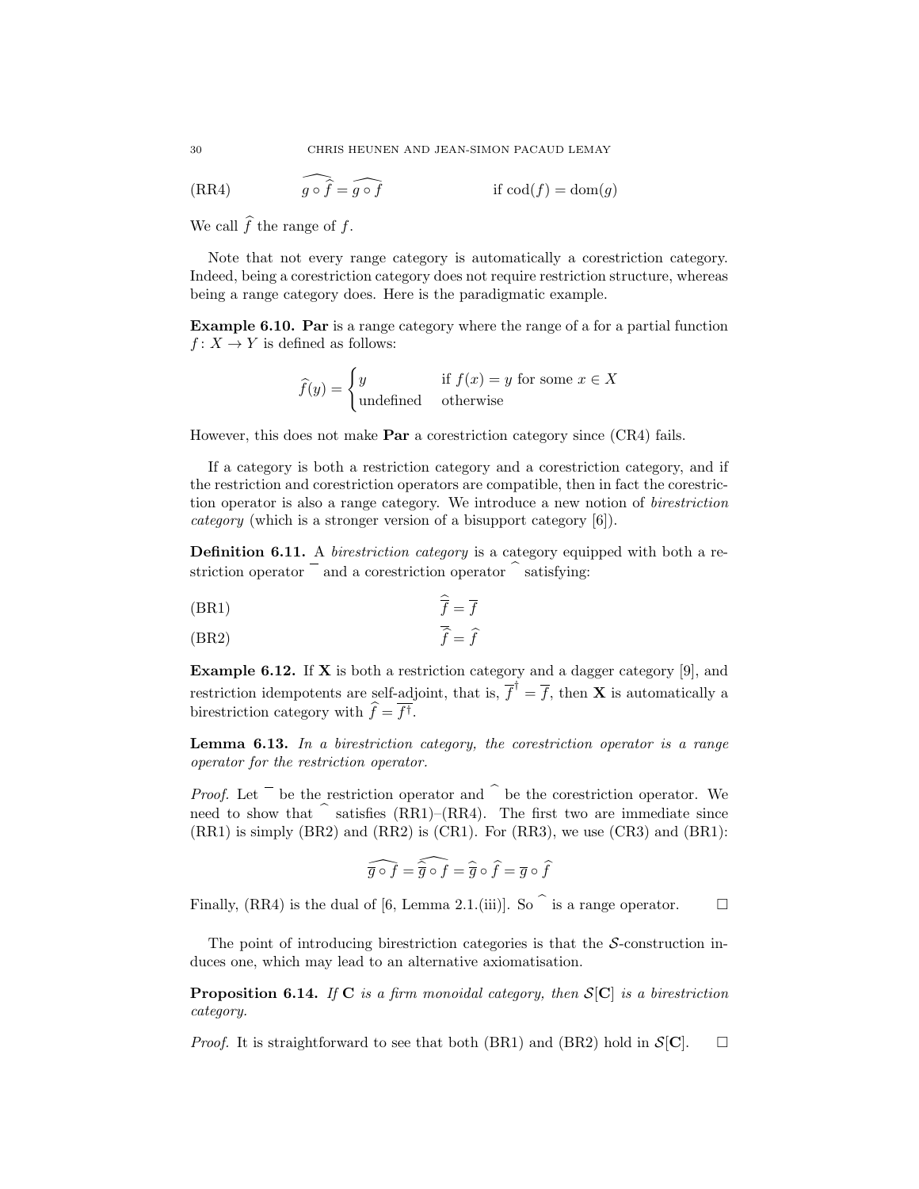(RR4) $$\widehat{g \circ \widehat{f}} = \widehat{g \circ f} \qquad \text{if } \mathrm{cod}(f) = \mathrm{dom}(g)$$

We call $\widehat{f}$ the range of $f$.

Note that not every range category is automatically a corestriction category. Indeed, being a corestriction category does not require restriction structure, whereas being a range category does. Here is the paradigmatic example.

**Example 6.10.** **Par** is a range category where the range of a for a partial function $f \colon X \to Y$ is defined as follows:

$$\widehat{f}(y) = \begin{cases} y & \text{if } f(x) = y \text{ for some } x \in X \\ \text{undefined} & \text{otherwise} \end{cases}$$

However, this does not make **Par** a corestriction category since (CR4) fails.

If a category is both a restriction category and a corestriction category, and if the restriction and corestriction operators are compatible, then in fact the corestriction operator is also a range category. We introduce a new notion of *birestriction category* (which is a stronger version of a bisupport category [6]).

**Definition 6.11.** A *birestriction category* is a category equipped with both a restriction operator $\overline{\phantom{f}}$ and a corestriction operator $\widehat{\phantom{f}}$ satisfying:

(BR1) $$\widehat{\overline{f}} = \overline{f}$$

(BR2) $$\overline{\widehat{f}} = \widehat{f}$$

**Example 6.12.** If **X** is both a restriction category and a dagger category [9], and restriction idempotents are self-adjoint, that is, $\overline{f}^{\dagger} = \overline{f}$, then **X** is automatically a birestriction category with $\widehat{f} = \overline{f^{\dagger}}$.

**Lemma 6.13.** *In a birestriction category, the corestriction operator is a range operator for the restriction operator.*

*Proof.* Let $\overline{\phantom{f}}$ be the restriction operator and $\widehat{\phantom{f}}$ be the corestriction operator. We need to show that $\widehat{\phantom{f}}$ satisfies (RR1)–(RR4). The first two are immediate since (RR1) is simply (BR2) and (RR2) is (CR1). For (RR3), we use (CR3) and (BR1):

$$\widehat{\overline{g} \circ f} = \widehat{\widehat{\overline{g}} \circ f} = \widehat{\overline{g}} \circ \widehat{f} = \overline{g} \circ \widehat{f}$$

Finally, (RR4) is the dual of [6, Lemma 2.1.(iii)]. So $\widehat{\phantom{f}}$ is a range operator. $\square$

The point of introducing birestriction categories is that the $\mathcal{S}$-construction induces one, which may lead to an alternative axiomatisation.

**Proposition 6.14.** *If* $\mathbf{C}$ *is a firm monoidal category, then* $\mathcal{S}[\mathbf{C}]$ *is a birestriction category.*

*Proof.* It is straightforward to see that both (BR1) and (BR2) hold in $\mathcal{S}[\mathbf{C}]$. $\square$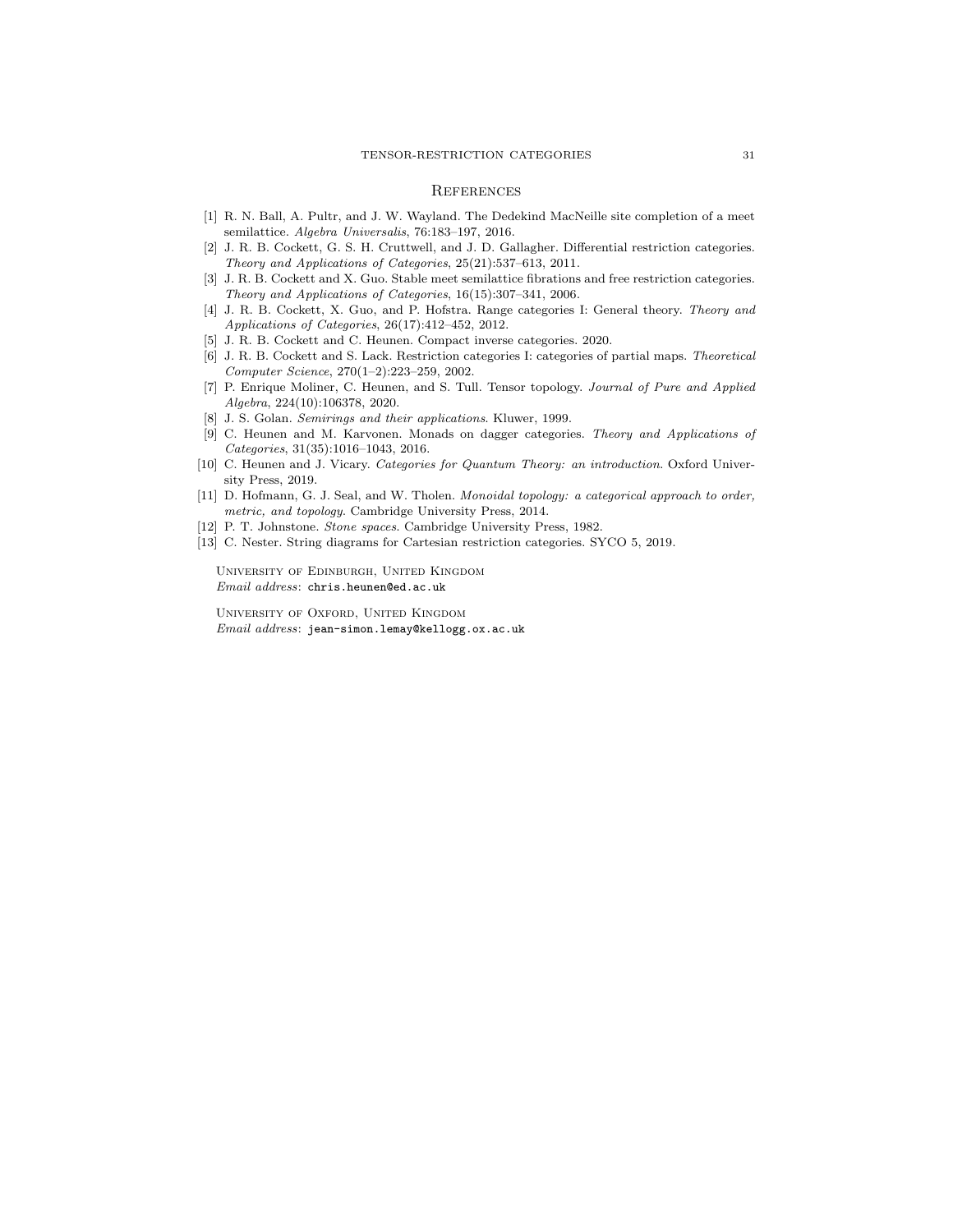## References

[1] R. N. Ball, A. Pultr, and J. W. Wayland. The Dedekind MacNeille site completion of a meet semilattice. *Algebra Universalis*, 76:183–197, 2016.

[2] J. R. B. Cockett, G. S. H. Cruttwell, and J. D. Gallagher. Differential restriction categories. *Theory and Applications of Categories*, 25(21):537–613, 2011.

[3] J. R. B. Cockett and X. Guo. Stable meet semilattice fibrations and free restriction categories. *Theory and Applications of Categories*, 16(15):307–341, 2006.

[4] J. R. B. Cockett, X. Guo, and P. Hofstra. Range categories I: General theory. *Theory and Applications of Categories*, 26(17):412–452, 2012.

[5] J. R. B. Cockett and C. Heunen. Compact inverse categories. 2020.

[6] J. R. B. Cockett and S. Lack. Restriction categories I: categories of partial maps. *Theoretical Computer Science*, 270(1–2):223–259, 2002.

[7] P. Enrique Moliner, C. Heunen, and S. Tull. Tensor topology. *Journal of Pure and Applied Algebra*, 224(10):106378, 2020.

[8] J. S. Golan. *Semirings and their applications*. Kluwer, 1999.

[9] C. Heunen and M. Karvonen. Monads on dagger categories. *Theory and Applications of Categories*, 31(35):1016–1043, 2016.

[10] C. Heunen and J. Vicary. *Categories for Quantum Theory: an introduction*. Oxford University Press, 2019.

[11] D. Hofmann, G. J. Seal, and W. Tholen. *Monoidal topology: a categorical approach to order, metric, and topology*. Cambridge University Press, 2014.

[12] P. T. Johnstone. *Stone spaces*. Cambridge University Press, 1982.

[13] C. Nester. String diagrams for Cartesian restriction categories. SYCO 5, 2019.

University of Edinburgh, United Kingdom
*Email address*: `chris.heunen@ed.ac.uk`

University of Oxford, United Kingdom
*Email address*: `jean-simon.lemay@kellogg.ox.ac.uk`